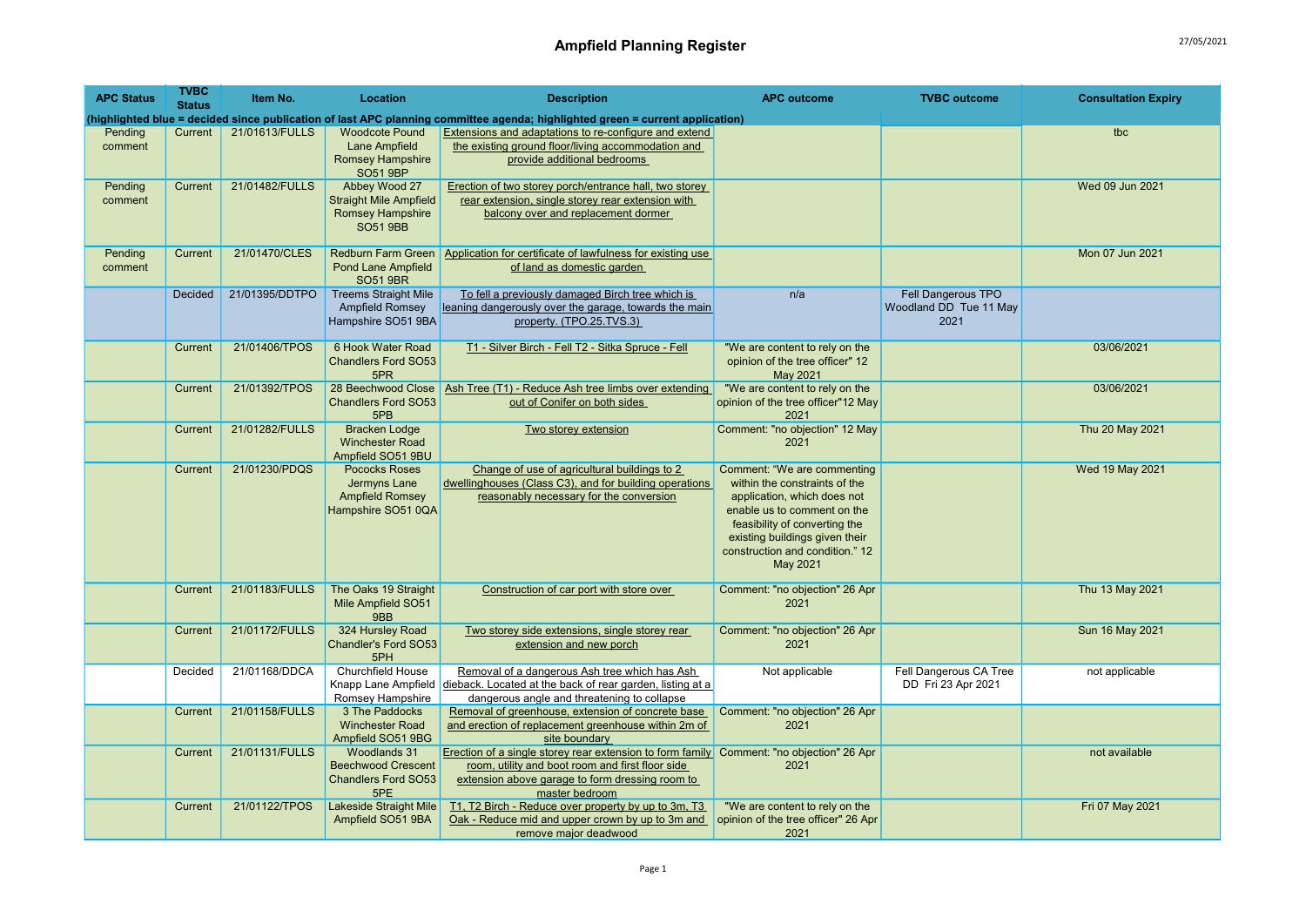# Ampfield Planning Register

27/05/2021

| APC Status | TVBC Status | Item No. | Location | Description | APC outcome | TVBC outcome | Consultation Expiry |
|---|---|---|---|---|---|---|---|
| (highlighted blue = decided since publication of last APC planning committee agenda; highlighted green = current application) | | | | | | | |
| Pending comment | Current | 21/01613/FULLS | Woodcote Pound Lane Ampfield Romsey Hampshire SO51 9BP | Extensions and adaptations to re-configure and extend the existing ground floor/living accommodation and provide additional bedrooms | | | tbc |
| Pending comment | Current | 21/01482/FULLS | Abbey Wood 27 Straight Mile Ampfield Romsey Hampshire SO51 9BB | Erection of two storey porch/entrance hall, two storey rear extension, single storey rear extension with balcony over and replacement dormer | | | Wed 09 Jun 2021 |
| Pending comment | Current | 21/01470/CLES | Redburn Farm Green Pond Lane Ampfield SO51 9BR | Application for certificate of lawfulness for existing use of land as domestic garden | | | Mon 07 Jun 2021 |
| | Decided | 21/01395/DDTPO | Treems Straight Mile Ampfield Romsey Hampshire SO51 9BA | To fell a previously damaged Birch tree which is leaning dangerously over the garage, towards the main property. (TPO.25.TVS.3) | n/a | Fell Dangerous TPO Woodland DD Tue 11 May 2021 | |
| | Current | 21/01406/TPOS | 6 Hook Water Road Chandlers Ford SO53 5PR | T1 - Silver Birch - Fell T2 - Sitka Spruce - Fell | "We are content to rely on the opinion of the tree officer" 12 May 2021 | | 03/06/2021 |
| | Current | 21/01392/TPOS | 28 Beechwood Close Chandlers Ford SO53 5PB | Ash Tree (T1) - Reduce Ash tree limbs over extending out of Conifer on both sides | "We are content to rely on the opinion of the tree officer"12 May 2021 | | 03/06/2021 |
| | Current | 21/01282/FULLS | Bracken Lodge Winchester Road Ampfield SO51 9BU | Two storey extension | Comment: "no objection" 12 May 2021 | | Thu 20 May 2021 |
| | Current | 21/01230/PDQS | Pococks Roses Jermyns Lane Ampfield Romsey Hampshire SO51 0QA | Change of use of agricultural buildings to 2 dwellinghouses (Class C3), and for building operations reasonably necessary for the conversion | Comment: "We are commenting within the constraints of the application, which does not enable us to comment on the feasibility of converting the existing buildings given their construction and condition." 12 May 2021 | | Wed 19 May 2021 |
| | Current | 21/01183/FULLS | The Oaks 19 Straight Mile Ampfield SO51 9BB | Construction of car port with store over | Comment: "no objection" 26 Apr 2021 | | Thu 13 May 2021 |
| | Current | 21/01172/FULLS | 324 Hursley Road Chandler's Ford SO53 5PH | Two storey side extensions, single storey rear extension and new porch | Comment: "no objection" 26 Apr 2021 | | Sun 16 May 2021 |
| | Decided | 21/01168/DDCA | Churchfield House Knapp Lane Ampfield Romsey Hampshire | Removal of a dangerous Ash tree which has Ash dieback. Located at the back of rear garden, listing at a dangerous angle and threatening to collapse | Not applicable | Fell Dangerous CA Tree DD Fri 23 Apr 2021 | not applicable |
| | Current | 21/01158/FULLS | 3 The Paddocks Winchester Road Ampfield SO51 9BG | Removal of greenhouse, extension of concrete base and erection of replacement greenhouse within 2m of site boundary | Comment: "no objection" 26 Apr 2021 | | |
| | Current | 21/01131/FULLS | Woodlands 31 Beechwood Crescent Chandlers Ford SO53 5PE | Erection of a single storey rear extension to form family room, utility and boot room and first floor side extension above garage to form dressing room to master bedroom | Comment: "no objection" 26 Apr 2021 | | not available |
| | Current | 21/01122/TPOS | Lakeside Straight Mile Ampfield SO51 9BA | T1, T2 Birch - Reduce over property by up to 3m, T3 Oak - Reduce mid and upper crown by up to 3m and remove major deadwood | "We are content to rely on the opinion of the tree officer" 26 Apr 2021 | | Fri 07 May 2021 |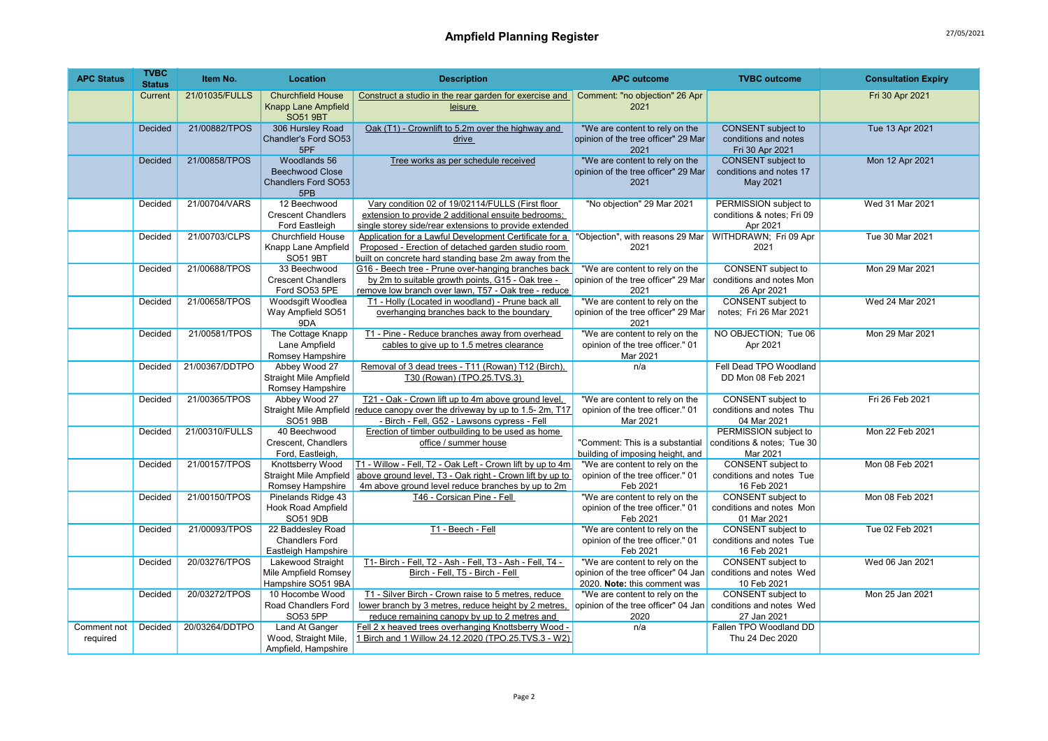# Ampfield Planning Register

| APC Status | TVBC Status | Item No. | Location | Description | APC outcome | TVBC outcome | Consultation Expiry |
|---|---|---|---|---|---|---|---|
| | Current | 21/01035/FULLS | Churchfield House Knapp Lane Ampfield SO51 9BT | Construct a studio in the rear garden for exercise and leisure | Comment: "no objection" 26 Apr 2021 | | Fri 30 Apr 2021 |
| | Decided | 21/00882/TPOS | 306 Hursley Road Chandler's Ford SO53 5PF | Oak (T1) - Crownlift to 5.2m over the highway and drive | "We are content to rely on the opinion of the tree officer" 29 Mar 2021 | CONSENT subject to conditions and notes Fri 30 Apr 2021 | Tue 13 Apr 2021 |
| | Decided | 21/00858/TPOS | Woodlands 56 Beechwood Close Chandlers Ford SO53 5PB | Tree works as per schedule received | "We are content to rely on the opinion of the tree officer" 29 Mar 2021 | CONSENT subject to conditions and notes 17 May 2021 | Mon 12 Apr 2021 |
| | Decided | 21/00704/VARS | 12 Beechwood Crescent Chandlers Ford Eastleigh | Vary condition 02 of 19/02114/FULLS (First floor extension to provide 2 additional ensuite bedrooms; single storey side/rear extensions to provide extended | "No objection" 29 Mar 2021 | PERMISSION subject to conditions & notes; Fri 09 Apr 2021 | Wed 31 Mar 2021 |
| | Decided | 21/00703/CLPS | Churchfield House Knapp Lane Ampfield SO51 9BT | Application for a Lawful Development Certificate for a Proposed - Erection of detached garden studio room built on concrete hard standing base 2m away from the | "Objection", with reasons 29 Mar 2021 | WITHDRAWN; Fri 09 Apr 2021 | Tue 30 Mar 2021 |
| | Decided | 21/00688/TPOS | 33 Beechwood Crescent Chandlers Ford SO53 5PE | G16 - Beech tree - Prune over-hanging branches back by 2m to suitable growth points, G15 - Oak tree - remove low branch over lawn, T57 - Oak tree - reduce | "We are content to rely on the opinion of the tree officer" 29 Mar 2021 | CONSENT subject to conditions and notes Mon 26 Apr 2021 | Mon 29 Mar 2021 |
| | Decided | 21/00658/TPOS | Woodsgift Woodlea Way Ampfield SO51 9DA | T1 - Holly (Located in woodland) - Prune back all overhanging branches back to the boundary | "We are content to rely on the opinion of the tree officer" 29 Mar 2021 | CONSENT subject to notes; Fri 26 Mar 2021 | Wed 24 Mar 2021 |
| | Decided | 21/00581/TPOS | The Cottage Knapp Lane Ampfield Romsey Hampshire | T1 - Pine - Reduce branches away from overhead cables to give up to 1.5 metres clearance | "We are content to rely on the opinion of the tree officer." 01 Mar 2021 | NO OBJECTION; Tue 06 Apr 2021 | Mon 29 Mar 2021 |
| | Decided | 21/00367/DDTPO | Abbey Wood 27 Straight Mile Ampfield Romsey Hampshire | Removal of 3 dead trees - T11 (Rowan) T12 (Birch), T30 (Rowan) (TPO.25.TVS.3) | n/a | Fell Dead TPO Woodland DD Mon 08 Feb 2021 | |
| | Decided | 21/00365/TPOS | Abbey Wood 27 Straight Mile Ampfield SO51 9BB | T21 - Oak - Crown lift up to 4m above ground level, reduce canopy over the driveway by up to 1.5- 2m, T17 - Birch - Fell, G52 - Lawsons cypress - Fell | "We are content to rely on the opinion of the tree officer." 01 Mar 2021 | CONSENT subject to conditions and notes Thu 04 Mar 2021 | Fri 26 Feb 2021 |
| | Decided | 21/00310/FULLS | 40 Beechwood Crescent, Chandlers Ford, Eastleigh, | Erection of timber outbuilding to be used as home office / summer house | "Comment: This is a substantial building of imposing height, and | PERMISSION subject to conditions & notes; Tue 30 Mar 2021 | Mon 22 Feb 2021 |
| | Decided | 21/00157/TPOS | Knottsberry Wood Straight Mile Ampfield Romsey Hampshire | T1 - Willow - Fell, T2 - Oak Left - Crown lift by up to 4m above ground level, T3 - Oak right - Crown lift by up to 4m above ground level reduce branches by up to 2m | "We are content to rely on the opinion of the tree officer." 01 Feb 2021 | CONSENT subject to conditions and notes Tue 16 Feb 2021 | Mon 08 Feb 2021 |
| | Decided | 21/00150/TPOS | Pinelands Ridge 43 Hook Road Ampfield SO51 9DB | T46 - Corsican Pine - Fell | "We are content to rely on the opinion of the tree officer." 01 Feb 2021 | CONSENT subject to conditions and notes Mon 01 Mar 2021 | Mon 08 Feb 2021 |
| | Decided | 21/00093/TPOS | 22 Baddesley Road Chandlers Ford Eastleigh Hampshire | T1 - Beech - Fell | "We are content to rely on the opinion of the tree officer." 01 Feb 2021 | CONSENT subject to conditions and notes Tue 16 Feb 2021 | Tue 02 Feb 2021 |
| | Decided | 20/03276/TPOS | Lakewood Straight Mile Ampfield Romsey Hampshire SO51 9BA | T1- Birch - Fell, T2 - Ash - Fell, T3 - Ash - Fell, T4 - Birch - Fell, T5 - Birch - Fell | "We are content to rely on the opinion of the tree officer" 04 Jan 2020. **Note:** this comment was | CONSENT subject to conditions and notes Wed 10 Feb 2021 | Wed 06 Jan 2021 |
| | Decided | 20/03272/TPOS | 10 Hocombe Wood Road Chandlers Ford SO53 5PP | T1 - Silver Birch - Crown raise to 5 metres, reduce lower branch by 3 metres, reduce height by 2 metres, reduce remaining canopy by up to 2 metres and | "We are content to rely on the opinion of the tree officer" 04 Jan 2020 | CONSENT subject to conditions and notes Wed 27 Jan 2021 | Mon 25 Jan 2021 |
| Comment not required | Decided | 20/03264/DDTPO | Land At Ganger Wood, Straight Mile, Ampfield, Hampshire | Fell 2 x heaved trees overhanging Knottsberry Wood - 1 Birch and 1 Willow 24.12.2020 (TPO.25.TVS.3 - W2) | n/a | Fallen TPO Woodland DD Thu 24 Dec 2020 | |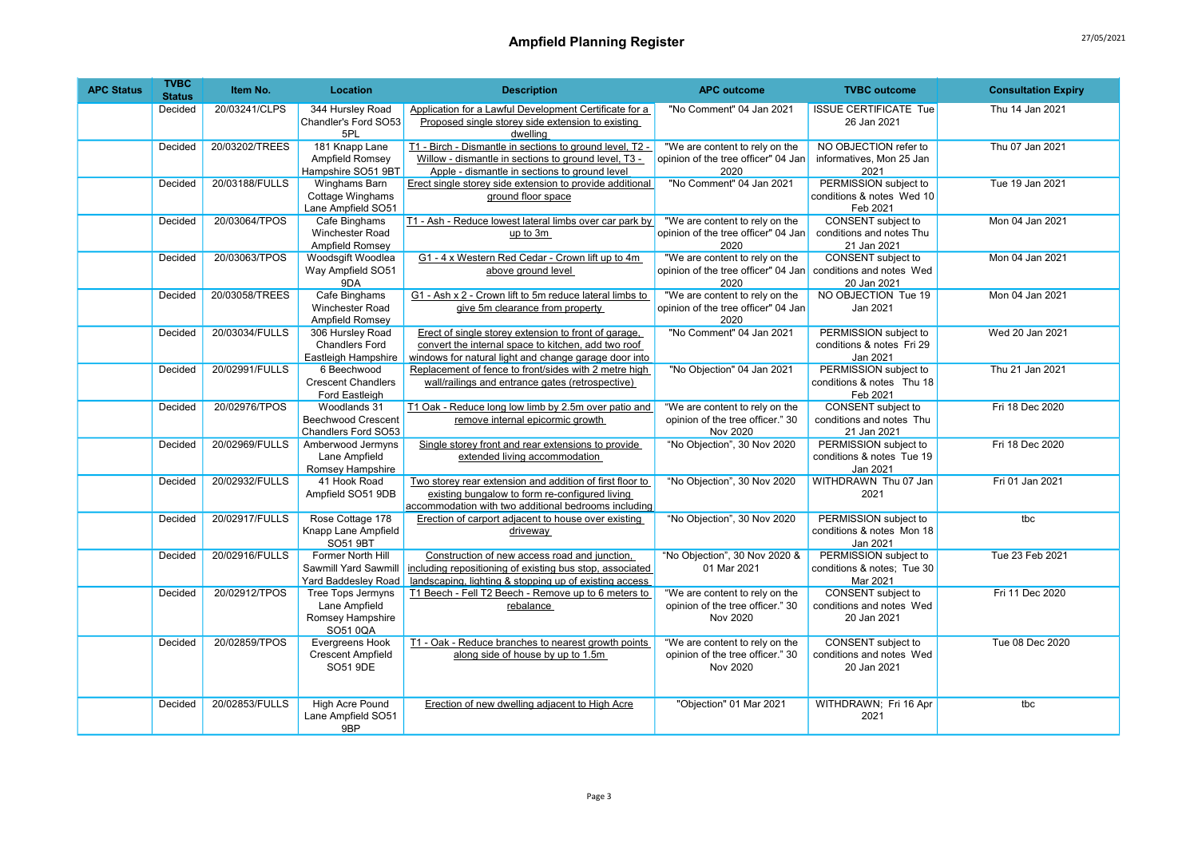# Ampfield Planning Register

| APC Status | TVBC Status | Item No. | Location | Description | APC outcome | TVBC outcome | Consultation Expiry |
|---|---|---|---|---|---|---|---|
| | Decided | 20/03241/CLPS | 344 Hursley Road Chandler's Ford SO53 5PL | Application for a Lawful Development Certificate for a Proposed single storey side extension to existing dwelling | "No Comment" 04 Jan 2021 | ISSUE CERTIFICATE Tue 26 Jan 2021 | Thu 14 Jan 2021 |
| | Decided | 20/03202/TREES | 181 Knapp Lane Ampfield Romsey Hampshire SO51 9BT | T1 - Birch - Dismantle in sections to ground level, T2 - Willow - dismantle in sections to ground level, T3 - Apple - dismantle in sections to ground level | "We are content to rely on the opinion of the tree officer" 04 Jan 2020 | NO OBJECTION refer to informatives, Mon 25 Jan 2021 | Thu 07 Jan 2021 |
| | Decided | 20/03188/FULLS | Winghams Barn Cottage Winghams Lane Ampfield SO51 | Erect single storey side extension to provide additional ground floor space | "No Comment" 04 Jan 2021 | PERMISSION subject to conditions & notes Wed 10 Feb 2021 | Tue 19 Jan 2021 |
| | Decided | 20/03064/TPOS | Cafe Binghams Winchester Road Ampfield Romsey | T1 - Ash - Reduce lowest lateral limbs over car park by up to 3m | "We are content to rely on the opinion of the tree officer" 04 Jan 2020 | CONSENT subject to conditions and notes Thu 21 Jan 2021 | Mon 04 Jan 2021 |
| | Decided | 20/03063/TPOS | Woodsgift Woodlea Way Ampfield SO51 9DA | G1 - 4 x Western Red Cedar - Crown lift up to 4m above ground level | "We are content to rely on the opinion of the tree officer" 04 Jan 2020 | CONSENT subject to conditions and notes Wed 20 Jan 2021 | Mon 04 Jan 2021 |
| | Decided | 20/03058/TREES | Cafe Binghams Winchester Road Ampfield Romsey | G1 - Ash x 2 - Crown lift to 5m reduce lateral limbs to give 5m clearance from property | "We are content to rely on the opinion of the tree officer" 04 Jan 2020 | NO OBJECTION Tue 19 Jan 2021 | Mon 04 Jan 2021 |
| | Decided | 20/03034/FULLS | 306 Hursley Road Chandlers Ford Eastleigh Hampshire | Erect of single storey extension to front of garage, convert the internal space to kitchen, add two roof windows for natural light and change garage door into | "No Comment" 04 Jan 2021 | PERMISSION subject to conditions & notes Fri 29 Jan 2021 | Wed 20 Jan 2021 |
| | Decided | 20/02991/FULLS | 6 Beechwood Crescent Chandlers Ford Eastleigh | Replacement of fence to front/sides with 2 metre high wall/railings and entrance gates (retrospective) | "No Objection" 04 Jan 2021 | PERMISSION subject to conditions & notes Thu 18 Feb 2021 | Thu 21 Jan 2021 |
| | Decided | 20/02976/TPOS | Woodlands 31 Beechwood Crescent Chandlers Ford SO53 | T1 Oak - Reduce long low limb by 2.5m over patio and remove internal epicormic growth | "We are content to rely on the opinion of the tree officer." 30 Nov 2020 | CONSENT subject to conditions and notes Thu 21 Jan 2021 | Fri 18 Dec 2020 |
| | Decided | 20/02969/FULLS | Amberwood Jermyns Lane Ampfield Romsey Hampshire | Single storey front and rear extensions to provide extended living accommodation | "No Objection", 30 Nov 2020 | PERMISSION subject to conditions & notes Tue 19 Jan 2021 | Fri 18 Dec 2020 |
| | Decided | 20/02932/FULLS | 41 Hook Road Ampfield SO51 9DB | Two storey rear extension and addition of first floor to existing bungalow to form re-configured living accommodation with two additional bedrooms including | "No Objection", 30 Nov 2020 | WITHDRAWN Thu 07 Jan 2021 | Fri 01 Jan 2021 |
| | Decided | 20/02917/FULLS | Rose Cottage 178 Knapp Lane Ampfield SO51 9BT | Erection of carport adjacent to house over existing driveway | "No Objection", 30 Nov 2020 | PERMISSION subject to conditions & notes Mon 18 Jan 2021 | tbc |
| | Decided | 20/02916/FULLS | Former North Hill Sawmill Yard Sawmill Yard Baddesley Road | Construction of new access road and junction, including repositioning of existing bus stop, associated landscaping, lighting & stopping up of existing access | "No Objection", 30 Nov 2020 & 01 Mar 2021 | PERMISSION subject to conditions & notes; Tue 30 Mar 2021 | Tue 23 Feb 2021 |
| | Decided | 20/02912/TPOS | Tree Tops Jermyns Lane Ampfield Romsey Hampshire SO51 0QA | T1 Beech - Fell T2 Beech - Remove up to 6 meters to rebalance | "We are content to rely on the opinion of the tree officer." 30 Nov 2020 | CONSENT subject to conditions and notes Wed 20 Jan 2021 | Fri 11 Dec 2020 |
| | Decided | 20/02859/TPOS | Evergreens Hook Crescent Ampfield SO51 9DE | T1 - Oak - Reduce branches to nearest growth points along side of house by up to 1.5m | "We are content to rely on the opinion of the tree officer." 30 Nov 2020 | CONSENT subject to conditions and notes Wed 20 Jan 2021 | Tue 08 Dec 2020 |
| | Decided | 20/02853/FULLS | High Acre Pound Lane Ampfield SO51 9BP | Erection of new dwelling adjacent to High Acre | "Objection" 01 Mar 2021 | WITHDRAWN; Fri 16 Apr 2021 | tbc |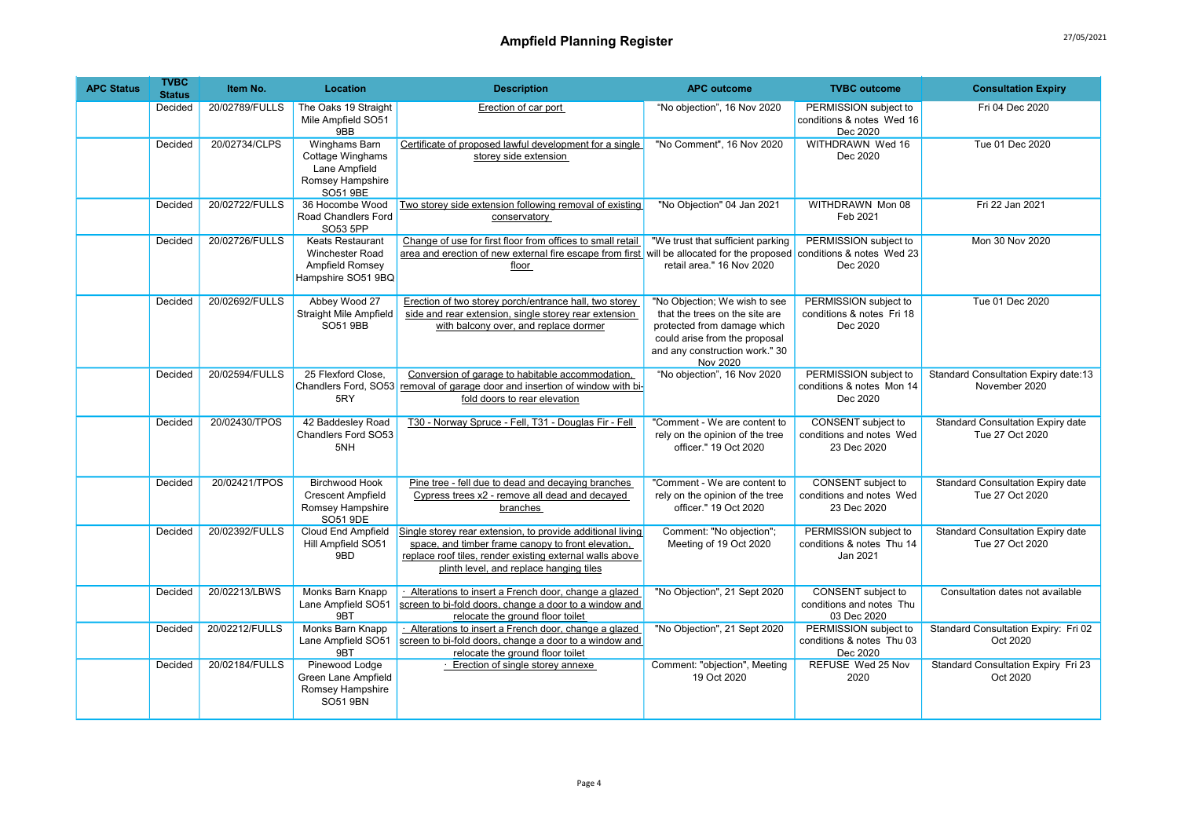# Ampfield Planning Register

| APC Status | TVBC Status | Item No. | Location | Description | APC outcome | TVBC outcome | Consultation Expiry |
|---|---|---|---|---|---|---|---|
| | Decided | 20/02789/FULLS | The Oaks 19 Straight Mile Ampfield SO51 9BB | Erection of car port | "No objection", 16 Nov 2020 | PERMISSION subject to conditions & notes Wed 16 Dec 2020 | Fri 04 Dec 2020 |
| | Decided | 20/02734/CLPS | Winghams Barn Cottage Winghams Lane Ampfield Romsey Hampshire SO51 9BE | Certificate of proposed lawful development for a single storey side extension | "No Comment", 16 Nov 2020 | WITHDRAWN Wed 16 Dec 2020 | Tue 01 Dec 2020 |
| | Decided | 20/02722/FULLS | 36 Hocombe Wood Road Chandlers Ford SO53 5PP | Two storey side extension following removal of existing conservatory | "No Objection" 04 Jan 2021 | WITHDRAWN Mon 08 Feb 2021 | Fri 22 Jan 2021 |
| | Decided | 20/02726/FULLS | Keats Restaurant Winchester Road Ampfield Romsey Hampshire SO51 9BQ | Change of use for first floor from offices to small retail area and erection of new external fire escape from first floor | "We trust that sufficient parking will be allocated for the proposed retail area." 16 Nov 2020 | PERMISSION subject to conditions & notes Wed 23 Dec 2020 | Mon 30 Nov 2020 |
| | Decided | 20/02692/FULLS | Abbey Wood 27 Straight Mile Ampfield SO51 9BB | Erection of two storey porch/entrance hall, two storey side and rear extension, single storey rear extension with balcony over, and replace dormer | "No Objection; We wish to see that the trees on the site are protected from damage which could arise from the proposal and any construction work." 30 Nov 2020 | PERMISSION subject to conditions & notes Fri 18 Dec 2020 | Tue 01 Dec 2020 |
| | Decided | 20/02594/FULLS | 25 Flexford Close, Chandlers Ford, SO53 5RY | Conversion of garage to habitable accommodation, removal of garage door and insertion of window with bi-fold doors to rear elevation | "No objection", 16 Nov 2020 | PERMISSION subject to conditions & notes Mon 14 Dec 2020 | Standard Consultation Expiry date:13 November 2020 |
| | Decided | 20/02430/TPOS | 42 Baddesley Road Chandlers Ford SO53 5NH | T30 - Norway Spruce - Fell, T31 - Douglas Fir - Fell | "Comment - We are content to rely on the opinion of the tree officer." 19 Oct 2020 | CONSENT subject to conditions and notes Wed 23 Dec 2020 | Standard Consultation Expiry date Tue 27 Oct 2020 |
| | Decided | 20/02421/TPOS | Birchwood Hook Crescent Ampfield Romsey Hampshire SO51 9DE | Pine tree - fell due to dead and decaying branches Cypress trees x2 - remove all dead and decayed branches | "Comment - We are content to rely on the opinion of the tree officer." 19 Oct 2020 | CONSENT subject to conditions and notes Wed 23 Dec 2020 | Standard Consultation Expiry date Tue 27 Oct 2020 |
| | Decided | 20/02392/FULLS | Cloud End Ampfield Hill Ampfield SO51 9BD | Single storey rear extension, to provide additional living space, and timber frame canopy to front elevation, replace roof tiles, render existing external walls above plinth level, and replace hanging tiles | Comment: "No objection"; Meeting of 19 Oct 2020 | PERMISSION subject to conditions & notes Thu 14 Jan 2021 | Standard Consultation Expiry date Tue 27 Oct 2020 |
| | Decided | 20/02213/LBWS | Monks Barn Knapp Lane Ampfield SO51 9BT | · Alterations to insert a French door, change a glazed screen to bi-fold doors, change a door to a window and relocate the ground floor toilet | "No Objection", 21 Sept 2020 | CONSENT subject to conditions and notes Thu 03 Dec 2020 | Consultation dates not available |
| | Decided | 20/02212/FULLS | Monks Barn Knapp Lane Ampfield SO51 9BT | · Alterations to insert a French door, change a glazed screen to bi-fold doors, change a door to a window and relocate the ground floor toilet | "No Objection", 21 Sept 2020 | PERMISSION subject to conditions & notes Thu 03 Dec 2020 | Standard Consultation Expiry: Fri 02 Oct 2020 |
| | Decided | 20/02184/FULLS | Pinewood Lodge Green Lane Ampfield Romsey Hampshire SO51 9BN | · Erection of single storey annexe | Comment: "objection", Meeting 19 Oct 2020 | REFUSE Wed 25 Nov 2020 | Standard Consultation Expiry Fri 23 Oct 2020 |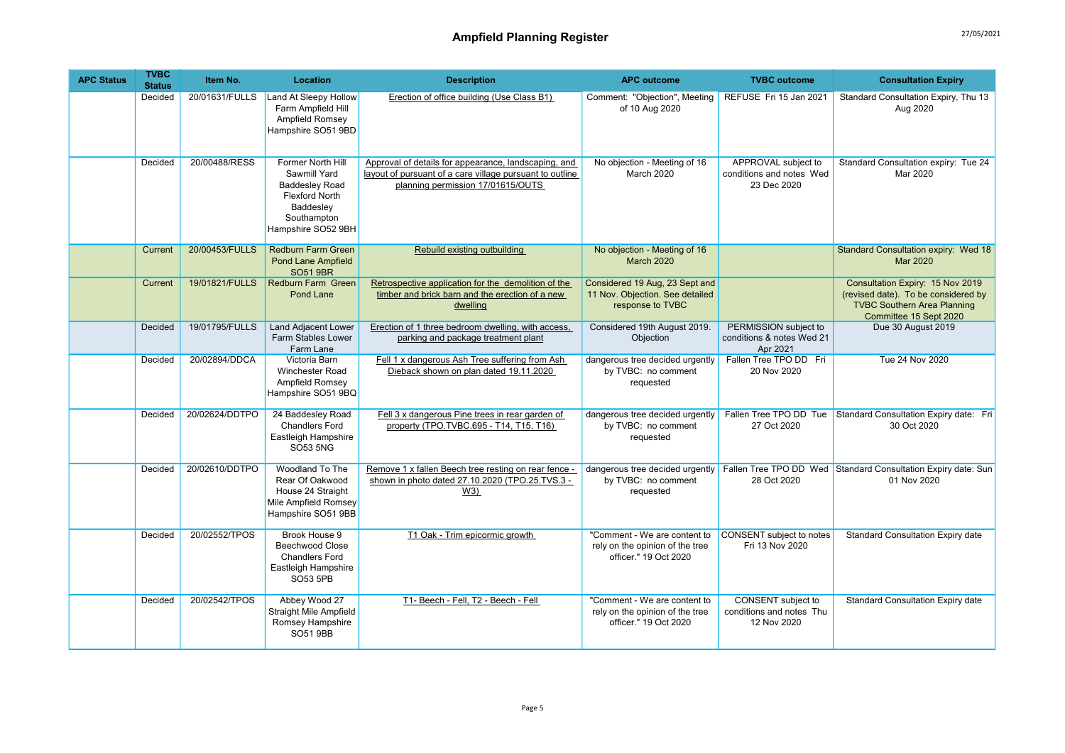# Ampfield Planning Register

| APC Status | TVBC Status | Item No. | Location | Description | APC outcome | TVBC outcome | Consultation Expiry |
|---|---|---|---|---|---|---|---|
| | Decided | 20/01631/FULLS | Land At Sleepy Hollow Farm Ampfield Hill Ampfield Romsey Hampshire SO51 9BD | Erection of office building (Use Class B1) | Comment: "Objection", Meeting of 10 Aug 2020 | REFUSE Fri 15 Jan 2021 | Standard Consultation Expiry, Thu 13 Aug 2020 |
| | Decided | 20/00488/RESS | Former North Hill Sawmill Yard Baddesley Road Flexford North Baddesley Southampton Hampshire SO52 9BH | Approval of details for appearance, landscaping, and layout of pursuant of a care village pursuant to outline planning permission 17/01615/OUTS | No objection - Meeting of 16 March 2020 | APPROVAL subject to conditions and notes Wed 23 Dec 2020 | Standard Consultation expiry: Tue 24 Mar 2020 |
| | Current | 20/00453/FULLS | Redburn Farm Green Pond Lane Ampfield SO51 9BR | Rebuild existing outbuilding | No objection - Meeting of 16 March 2020 | | Standard Consultation expiry: Wed 18 Mar 2020 |
| | Current | 19/01821/FULLS | Redburn Farm Green Pond Lane | Retrospective application for the demolition of the timber and brick barn and the erection of a new dwelling | Considered 19 Aug, 23 Sept and 11 Nov. Objection. See detailed response to TVBC | | Consultation Expiry: 15 Nov 2019 (revised date). To be considered by TVBC Southern Area Planning Committee 15 Sept 2020 |
| | Decided | 19/01795/FULLS | Land Adjacent Lower Farm Stables Lower Farm Lane | Erection of 1 three bedroom dwelling, with access, parking and package treatment plant | Considered 19th August 2019. Objection | PERMISSION subject to conditions & notes Wed 21 Apr 2021 | Due 30 August 2019 |
| | Decided | 20/02894/DDCA | Victoria Barn Winchester Road Ampfield Romsey Hampshire SO51 9BQ | Fell 1 x dangerous Ash Tree suffering from Ash Dieback shown on plan dated 19.11.2020 | dangerous tree decided urgently by TVBC: no comment requested | Fallen Tree TPO DD Fri 20 Nov 2020 | Tue 24 Nov 2020 |
| | Decided | 20/02624/DDTPO | 24 Baddesley Road Chandlers Ford Eastleigh Hampshire SO53 5NG | Fell 3 x dangerous Pine trees in rear garden of property (TPO.TVBC.695 - T14, T15, T16) | dangerous tree decided urgently by TVBC: no comment requested | Fallen Tree TPO DD Tue 27 Oct 2020 | Standard Consultation Expiry date: Fri 30 Oct 2020 |
| | Decided | 20/02610/DDTPO | Woodland To The Rear Of Oakwood House 24 Straight Mile Ampfield Romsey Hampshire SO51 9BB | Remove 1 x fallen Beech tree resting on rear fence - shown in photo dated 27.10.2020 (TPO.25.TVS.3 - W3) | dangerous tree decided urgently by TVBC: no comment requested | Fallen Tree TPO DD Wed 28 Oct 2020 | Standard Consultation Expiry date: Sun 01 Nov 2020 |
| | Decided | 20/02552/TPOS | Brook House 9 Beechwood Close Chandlers Ford Eastleigh Hampshire SO53 5PB | T1 Oak - Trim epicormic growth | "Comment - We are content to rely on the opinion of the tree officer." 19 Oct 2020 | CONSENT subject to notes Fri 13 Nov 2020 | Standard Consultation Expiry date |
| | Decided | 20/02542/TPOS | Abbey Wood 27 Straight Mile Ampfield Romsey Hampshire SO51 9BB | T1- Beech - Fell, T2 - Beech - Fell | "Comment - We are content to rely on the opinion of the tree officer." 19 Oct 2020 | CONSENT subject to conditions and notes Thu 12 Nov 2020 | Standard Consultation Expiry date |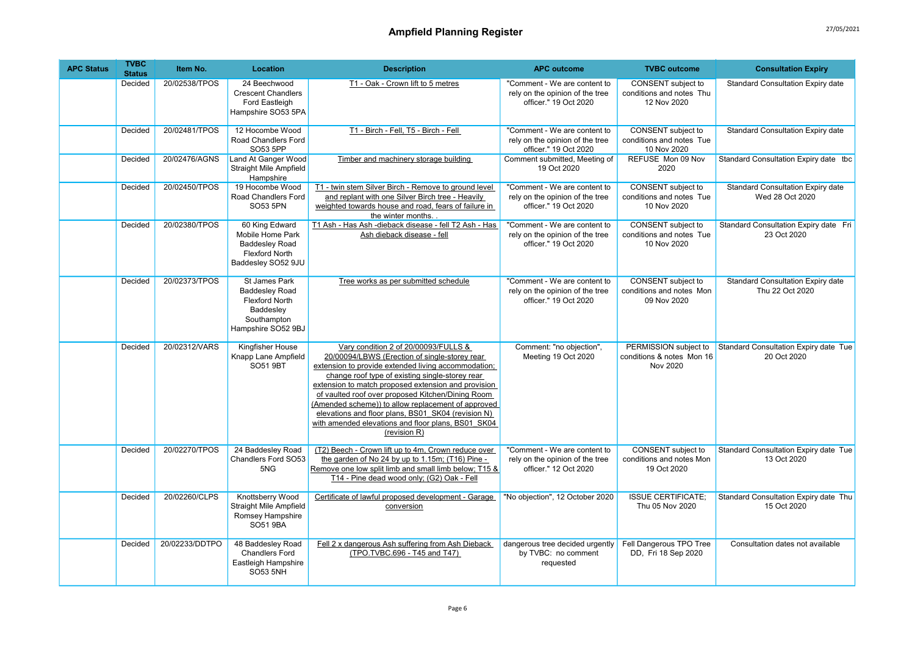# Ampfield Planning Register

27/05/2021

| APC Status | TVBC Status | Item No. | Location | Description | APC outcome | TVBC outcome | Consultation Expiry |
|---|---|---|---|---|---|---|---|
| | Decided | 20/02538/TPOS | 24 Beechwood Crescent Chandlers Ford Eastleigh Hampshire SO53 5PA | T1 - Oak - Crown lift to 5 metres | "Comment - We are content to rely on the opinion of the tree officer." 19 Oct 2020 | CONSENT subject to conditions and notes Thu 12 Nov 2020 | Standard Consultation Expiry date |
| | Decided | 20/02481/TPOS | 12 Hocombe Wood Road Chandlers Ford SO53 5PP | T1 - Birch - Fell, T5 - Birch - Fell | "Comment - We are content to rely on the opinion of the tree officer." 19 Oct 2020 | CONSENT subject to conditions and notes Tue 10 Nov 2020 | Standard Consultation Expiry date |
| | Decided | 20/02476/AGNS | Land At Ganger Wood Straight Mile Ampfield Hampshire | Timber and machinery storage building | Comment submitted, Meeting of 19 Oct 2020 | REFUSE Mon 09 Nov 2020 | Standard Consultation Expiry date tbc |
| | Decided | 20/02450/TPOS | 19 Hocombe Wood Road Chandlers Ford SO53 5PN | T1 - twin stem Silver Birch - Remove to ground level and replant with one Silver Birch tree - Heavily weighted towards house and road, fears of failure in the winter months. . | "Comment - We are content to rely on the opinion of the tree officer." 19 Oct 2020 | CONSENT subject to conditions and notes Tue 10 Nov 2020 | Standard Consultation Expiry date Wed 28 Oct 2020 |
| | Decided | 20/02380/TPOS | 60 King Edward Mobile Home Park Baddesley Road Flexford North Baddesley SO52 9JU | T1 Ash - Has Ash -dieback disease - fell T2 Ash - Has Ash dieback disease - fell | "Comment - We are content to rely on the opinion of the tree officer." 19 Oct 2020 | CONSENT subject to conditions and notes Tue 10 Nov 2020 | Standard Consultation Expiry date Fri 23 Oct 2020 |
| | Decided | 20/02373/TPOS | St James Park Baddesley Road Flexford North Baddesley Southampton Hampshire SO52 9BJ | Tree works as per submitted schedule | "Comment - We are content to rely on the opinion of the tree officer." 19 Oct 2020 | CONSENT subject to conditions and notes Mon 09 Nov 2020 | Standard Consultation Expiry date Thu 22 Oct 2020 |
| | Decided | 20/02312/VARS | Kingfisher House Knapp Lane Ampfield SO51 9BT | Vary condition 2 of 20/00093/FULLS & 20/00094/LBWS (Erection of single-storey rear extension to provide extended living accommodation; change roof type of existing single-storey rear extension to match proposed extension and provision of vaulted roof over proposed Kitchen/Dining Room (Amended scheme)) to allow replacement of approved elevations and floor plans, BS01_SK04 (revision N) with amended elevations and floor plans, BS01_SK04 (revision R) | Comment: "no objection", Meeting 19 Oct 2020 | PERMISSION subject to conditions & notes Mon 16 Nov 2020 | Standard Consultation Expiry date Tue 20 Oct 2020 |
| | Decided | 20/02270/TPOS | 24 Baddesley Road Chandlers Ford SO53 5NG | (T2) Beech - Crown lift up to 4m, Crown reduce over the garden of No 24 by up to 1.15m; (T16) Pine - Remove one low split limb and small limb below; T15 & T14 - Pine dead wood only; (G2) Oak - Fell | "Comment - We are content to rely on the opinion of the tree officer." 12 Oct 2020 | CONSENT subject to conditions and notes Mon 19 Oct 2020 | Standard Consultation Expiry date Tue 13 Oct 2020 |
| | Decided | 20/02260/CLPS | Knottsberry Wood Straight Mile Ampfield Romsey Hampshire SO51 9BA | Certificate of lawful proposed development - Garage conversion | "No objection", 12 October 2020 | ISSUE CERTIFICATE; Thu 05 Nov 2020 | Standard Consultation Expiry date Thu 15 Oct 2020 |
| | Decided | 20/02233/DDTPO | 48 Baddesley Road Chandlers Ford Eastleigh Hampshire SO53 5NH | Fell 2 x dangerous Ash suffering from Ash Dieback (TPO.TVBC.696 - T45 and T47) | dangerous tree decided urgently by TVBC: no comment requested | Fell Dangerous TPO Tree DD, Fri 18 Sep 2020 | Consultation dates not available |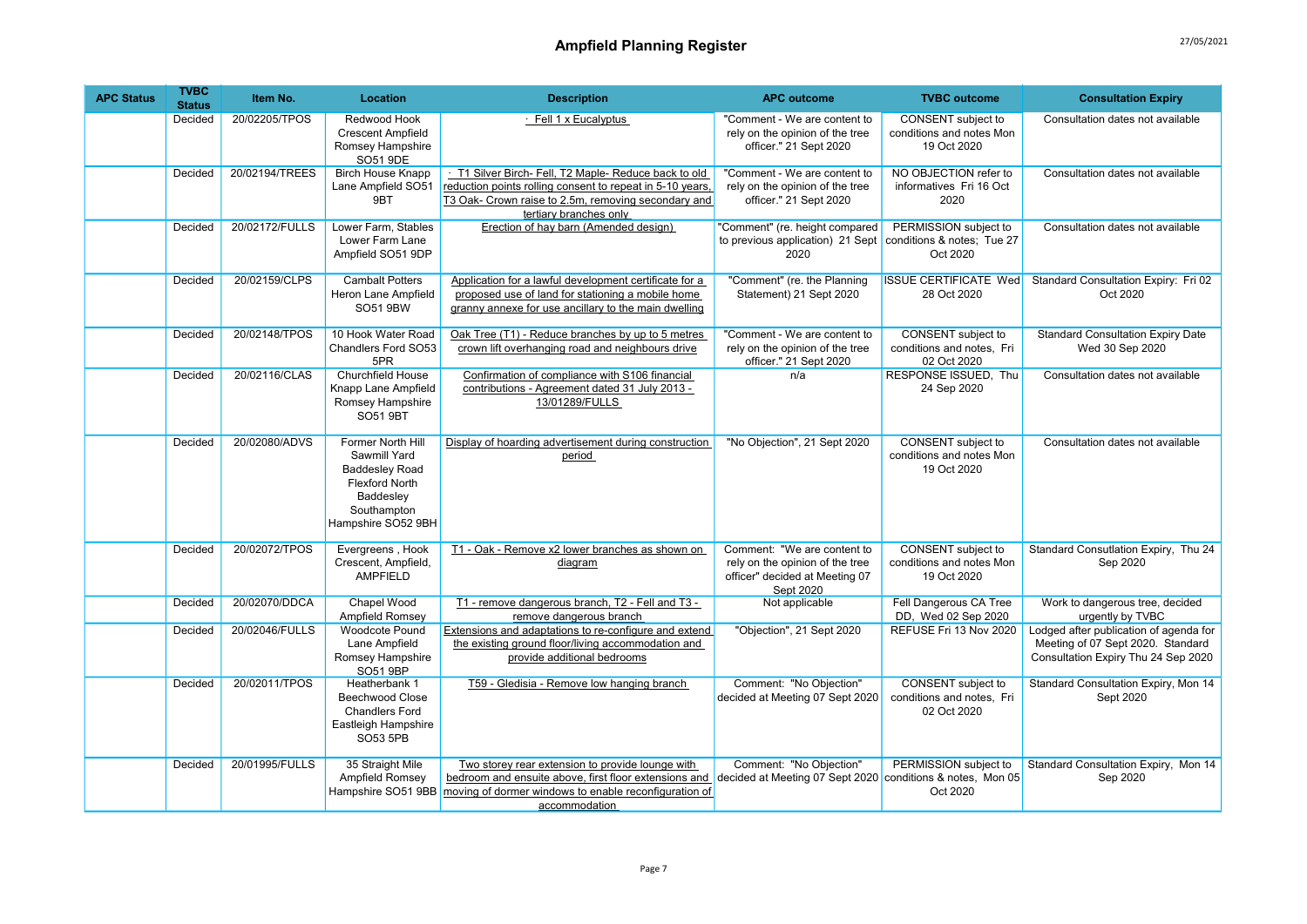# Ampfield Planning Register

| APC Status | TVBC Status | Item No. | Location | Description | APC outcome | TVBC outcome | Consultation Expiry |
|---|---|---|---|---|---|---|---|
| | Decided | 20/02205/TPOS | Redwood Hook Crescent Ampfield Romsey Hampshire SO51 9DE | · Fell 1 x Eucalyptus | "Comment - We are content to rely on the opinion of the tree officer." 21 Sept 2020 | CONSENT subject to conditions and notes Mon 19 Oct 2020 | Consultation dates not available |
| | Decided | 20/02194/TREES | Birch House Knapp Lane Ampfield SO51 9BT | · T1 Silver Birch- Fell, T2 Maple- Reduce back to old reduction points rolling consent to repeat in 5-10 years, T3 Oak- Crown raise to 2.5m, removing secondary and tertiary branches only | "Comment - We are content to rely on the opinion of the tree officer." 21 Sept 2020 | NO OBJECTION refer to informatives Fri 16 Oct 2020 | Consultation dates not available |
| | Decided | 20/02172/FULLS | Lower Farm, Stables Lower Farm Lane Ampfield SO51 9DP | Erection of hay barn (Amended design) | "Comment" (re. height compared to previous application) 21 Sept 2020 | PERMISSION subject to conditions & notes; Tue 27 Oct 2020 | Consultation dates not available |
| | Decided | 20/02159/CLPS | Cambalt Potters Heron Lane Ampfield SO51 9BW | Application for a lawful development certificate for a proposed use of land for stationing a mobile home granny annexe for use ancillary to the main dwelling | "Comment" (re. the Planning Statement) 21 Sept 2020 | ISSUE CERTIFICATE Wed 28 Oct 2020 | Standard Consultation Expiry: Fri 02 Oct 2020 |
| | Decided | 20/02148/TPOS | 10 Hook Water Road Chandlers Ford SO53 5PR | Oak Tree (T1) - Reduce branches by up to 5 metres crown lift overhanging road and neighbours drive | "Comment - We are content to rely on the opinion of the tree officer." 21 Sept 2020 | CONSENT subject to conditions and notes, Fri 02 Oct 2020 | Standard Consultation Expiry Date Wed 30 Sep 2020 |
| | Decided | 20/02116/CLAS | Churchfield House Knapp Lane Ampfield Romsey Hampshire SO51 9BT | Confirmation of compliance with S106 financial contributions - Agreement dated 31 July 2013 - 13/01289/FULLS | n/a | RESPONSE ISSUED, Thu 24 Sep 2020 | Consultation dates not available |
| | Decided | 20/02080/ADVS | Former North Hill Sawmill Yard Baddesley Road Flexford North Baddesley Southampton Hampshire SO52 9BH | Display of hoarding advertisement during construction period | "No Objection", 21 Sept 2020 | CONSENT subject to conditions and notes Mon 19 Oct 2020 | Consultation dates not available |
| | Decided | 20/02072/TPOS | Evergreens , Hook Crescent, Ampfield, AMPFIELD | T1 - Oak - Remove x2 lower branches as shown on diagram | Comment: "We are content to rely on the opinion of the tree officer" decided at Meeting 07 Sept 2020 | CONSENT subject to conditions and notes Mon 19 Oct 2020 | Standard Consultation Expiry, Thu 24 Sep 2020 |
| | Decided | 20/02070/DDCA | Chapel Wood Ampfield Romsey | T1 - remove dangerous branch, T2 - Fell and T3 - remove dangerous branch | Not applicable | Fell Dangerous CA Tree DD, Wed 02 Sep 2020 | Work to dangerous tree, decided urgently by TVBC |
| | Decided | 20/02046/FULLS | Woodcote Pound Lane Ampfield Romsey Hampshire SO51 9BP | Extensions and adaptations to re-configure and extend the existing ground floor/living accommodation and provide additional bedrooms | "Objection", 21 Sept 2020 | REFUSE Fri 13 Nov 2020 | Lodged after publication of agenda for Meeting of 07 Sept 2020. Standard Consultation Expiry Thu 24 Sep 2020 |
| | Decided | 20/02011/TPOS | Heatherbank 1 Beechwood Close Chandlers Ford Eastleigh Hampshire SO53 5PB | T59 - Gledisia - Remove low hanging branch | Comment: "No Objection" decided at Meeting 07 Sept 2020 | CONSENT subject to conditions and notes, Fri 02 Oct 2020 | Standard Consultation Expiry, Mon 14 Sept 2020 |
| | Decided | 20/01995/FULLS | 35 Straight Mile Ampfield Romsey Hampshire SO51 9BB | Two storey rear extension to provide lounge with bedroom and ensuite above, first floor extensions and moving of dormer windows to enable reconfiguration of accommodation | Comment: "No Objection" decided at Meeting 07 Sept 2020 | PERMISSION subject to conditions & notes, Mon 05 Oct 2020 | Standard Consultation Expiry, Mon 14 Sep 2020 |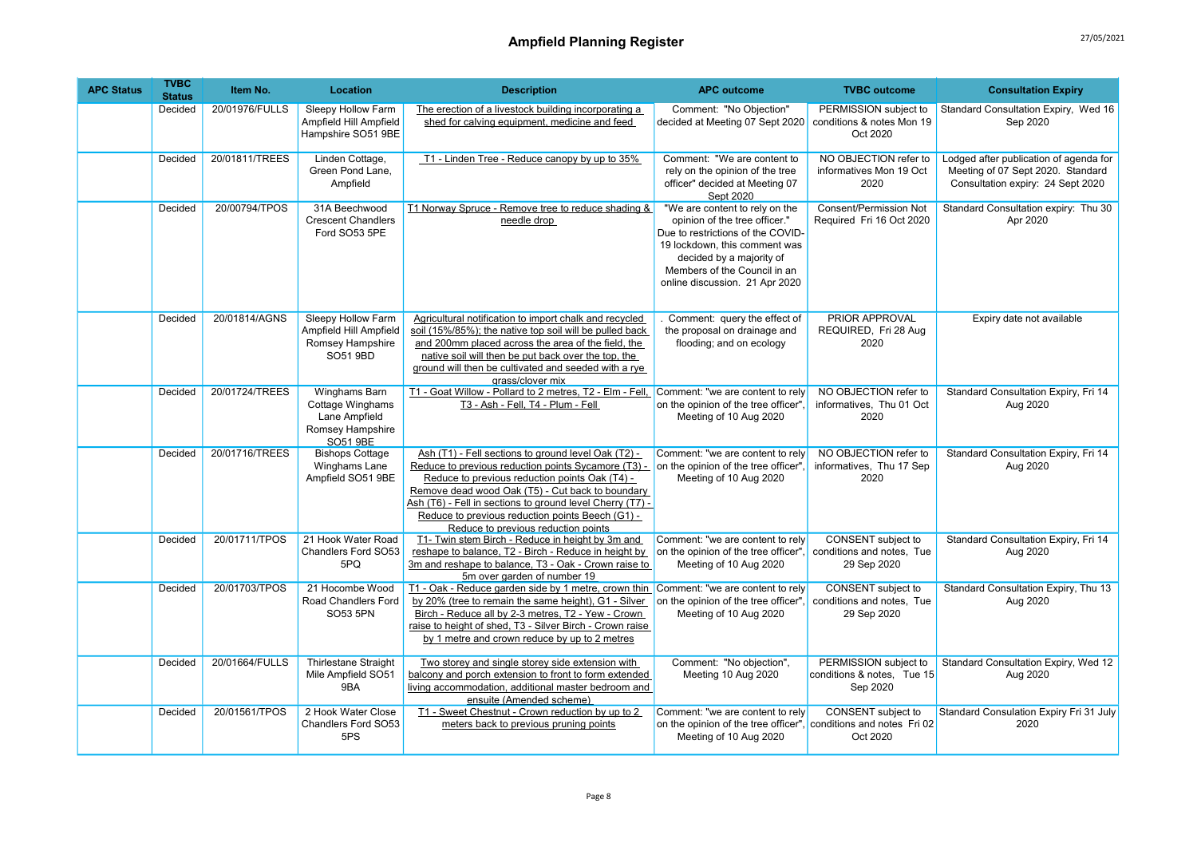# Ampfield Planning Register

| APC Status | TVBC Status | Item No. | Location | Description | APC outcome | TVBC outcome | Consultation Expiry |
|---|---|---|---|---|---|---|---|
| | Decided | 20/01976/FULLS | Sleepy Hollow Farm Ampfield Hill Ampfield Hampshire SO51 9BE | The erection of a livestock building incorporating a shed for calving equipment, medicine and feed | Comment: "No Objection" decided at Meeting 07 Sept 2020 | PERMISSION subject to conditions & notes Mon 19 Oct 2020 | Standard Consultation Expiry, Wed 16 Sep 2020 |
| | Decided | 20/01811/TREES | Linden Cottage, Green Pond Lane, Ampfield | T1 - Linden Tree - Reduce canopy by up to 35% | Comment: "We are content to rely on the opinion of the tree officer" decided at Meeting 07 Sept 2020 | NO OBJECTION refer to informatives Mon 19 Oct 2020 | Lodged after publication of agenda for Meeting of 07 Sept 2020. Standard Consultation expiry: 24 Sept 2020 |
| | Decided | 20/00794/TPOS | 31A Beechwood Crescent Chandlers Ford SO53 5PE | T1 Norway Spruce - Remove tree to reduce shading & needle drop | "We are content to rely on the opinion of the tree officer." Due to restrictions of the COVID-19 lockdown, this comment was decided by a majority of Members of the Council in an online discussion. 21 Apr 2020 | Consent/Permission Not Required Fri 16 Oct 2020 | Standard Consultation expiry: Thu 30 Apr 2020 |
| | Decided | 20/01814/AGNS | Sleepy Hollow Farm Ampfield Hill Ampfield Romsey Hampshire SO51 9BD | Agricultural notification to import chalk and recycled soil (15%/85%); the native top soil will be pulled back and 200mm placed across the area of the field, the native soil will then be put back over the top, the ground will then be cultivated and seeded with a rye grass/clover mix | . Comment: query the effect of the proposal on drainage and flooding; and on ecology | PRIOR APPROVAL REQUIRED, Fri 28 Aug 2020 | Expiry date not available |
| | Decided | 20/01724/TREES | Winghams Barn Cottage Winghams Lane Ampfield Romsey Hampshire SO51 9BE | T1 - Goat Willow - Pollard to 2 metres, T2 - Elm - Fell, T3 - Ash - Fell, T4 - Plum - Fell | Comment: "we are content to rely on the opinion of the tree officer", Meeting of 10 Aug 2020 | NO OBJECTION refer to informatives, Thu 01 Oct 2020 | Standard Consultation Expiry, Fri 14 Aug 2020 |
| | Decided | 20/01716/TREES | Bishops Cottage Winghams Lane Ampfield SO51 9BE | Ash (T1) - Fell sections to ground level Oak (T2) - Reduce to previous reduction points Sycamore (T3) - Reduce to previous reduction points Oak (T4) - Remove dead wood Oak (T5) - Cut back to boundary Ash (T6) - Fell in sections to ground level Cherry (T7) - Reduce to previous reduction points Beech (G1) - Reduce to previous reduction points | Comment: "we are content to rely on the opinion of the tree officer", Meeting of 10 Aug 2020 | NO OBJECTION refer to informatives, Thu 17 Sep 2020 | Standard Consultation Expiry, Fri 14 Aug 2020 |
| | Decided | 20/01711/TPOS | 21 Hook Water Road Chandlers Ford SO53 5PQ | T1- Twin stem Birch - Reduce in height by 3m and reshape to balance, T2 - Birch - Reduce in height by 3m and reshape to balance, T3 - Oak - Crown raise to 5m over garden of number 19 | Comment: "we are content to rely on the opinion of the tree officer", Meeting of 10 Aug 2020 | CONSENT subject to conditions and notes, Tue 29 Sep 2020 | Standard Consultation Expiry, Fri 14 Aug 2020 |
| | Decided | 20/01703/TPOS | 21 Hocombe Wood Road Chandlers Ford SO53 5PN | T1 - Oak - Reduce garden side by 1 metre, crown thin by 20% (tree to remain the same height), G1 - Silver Birch - Reduce all by 2-3 metres, T2 - Yew - Crown raise to height of shed, T3 - Silver Birch - Crown raise by 1 metre and crown reduce by up to 2 metres | Comment: "we are content to rely on the opinion of the tree officer", Meeting of 10 Aug 2020 | CONSENT subject to conditions and notes, Tue 29 Sep 2020 | Standard Consultation Expiry, Thu 13 Aug 2020 |
| | Decided | 20/01664/FULLS | Thirlestane Straight Mile Ampfield SO51 9BA | Two storey and single storey side extension with balcony and porch extension to front to form extended living accommodation, additional master bedroom and ensuite (Amended scheme) | Comment: "No objection", Meeting 10 Aug 2020 | PERMISSION subject to conditions & notes, Tue 15 Sep 2020 | Standard Consultation Expiry, Wed 12 Aug 2020 |
| | Decided | 20/01561/TPOS | 2 Hook Water Close Chandlers Ford SO53 5PS | T1 - Sweet Chestnut - Crown reduction by up to 2 meters back to previous pruning points | Comment: "we are content to rely on the opinion of the tree officer", Meeting of 10 Aug 2020 | CONSENT subject to conditions and notes Fri 02 Oct 2020 | Standard Consulation Expiry Fri 31 July 2020 |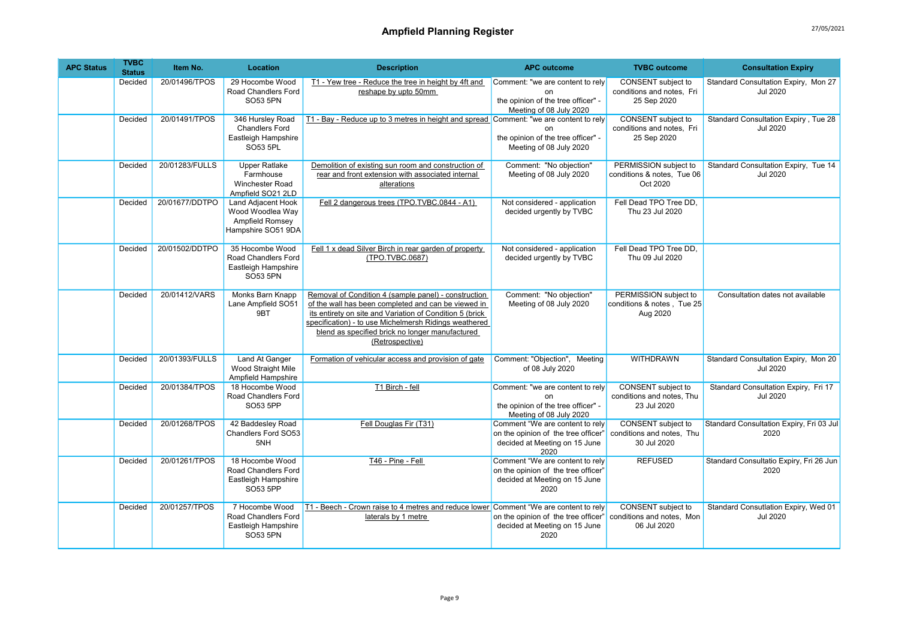# Ampfield Planning Register

| APC Status | TVBC Status | Item No. | Location | Description | APC outcome | TVBC outcome | Consultation Expiry |
|---|---|---|---|---|---|---|---|
| | Decided | 20/01496/TPOS | 29 Hocombe Wood Road Chandlers Ford SO53 5PN | T1 - Yew tree - Reduce the tree in height by 4ft and reshape by upto 50mm | Comment: "we are content to rely on the opinion of the tree officer" - Meeting of 08 July 2020 | CONSENT subject to conditions and notes, Fri 25 Sep 2020 | Standard Consultation Expiry, Mon 27 Jul 2020 |
| | Decided | 20/01491/TPOS | 346 Hursley Road Chandlers Ford Eastleigh Hampshire SO53 5PL | T1 - Bay - Reduce up to 3 metres in height and spread | Comment: "we are content to rely on the opinion of the tree officer" - Meeting of 08 July 2020 | CONSENT subject to conditions and notes, Fri 25 Sep 2020 | Standard Consultation Expiry , Tue 28 Jul 2020 |
| | Decided | 20/01283/FULLS | Upper Ratlake Farmhouse Winchester Road Ampfield SO21 2LD | Demolition of existing sun room and construction of rear and front extension with associated internal alterations | Comment: "No objection" Meeting of 08 July 2020 | PERMISSION subject to conditions & notes, Tue 06 Oct 2020 | Standard Consultation Expiry, Tue 14 Jul 2020 |
| | Decided | 20/01677/DDTPO | Land Adjacent Hook Wood Woodlea Way Ampfield Romsey Hampshire SO51 9DA | Fell 2 dangerous trees (TPO.TVBC.0844 - A1) | Not considered - application decided urgently by TVBC | Fell Dead TPO Tree DD, Thu 23 Jul 2020 | |
| | Decided | 20/01502/DDTPO | 35 Hocombe Wood Road Chandlers Ford Eastleigh Hampshire SO53 5PN | Fell 1 x dead Silver Birch in rear garden of property (TPO.TVBC.0687) | Not considered - application decided urgently by TVBC | Fell Dead TPO Tree DD, Thu 09 Jul 2020 | |
| | Decided | 20/01412/VARS | Monks Barn Knapp Lane Ampfield SO51 9BT | Removal of Condition 4 (sample panel) - construction of the wall has been completed and can be viewed in its entirety on site and Variation of Condition 5 (brick specification) - to use Michelmersh Ridings weathered blend as specified brick no longer manufactured (Retrospective) | Comment: "No objection" Meeting of 08 July 2020 | PERMISSION subject to conditions & notes , Tue 25 Aug 2020 | Consultation dates not available |
| | Decided | 20/01393/FULLS | Land At Ganger Wood Straight Mile Ampfield Hampshire | Formation of vehicular access and provision of gate | Comment: "Objection", Meeting of 08 July 2020 | WITHDRAWN | Standard Consultation Expiry, Mon 20 Jul 2020 |
| | Decided | 20/01384/TPOS | 18 Hocombe Wood Road Chandlers Ford SO53 5PP | T1 Birch - fell | Comment: "we are content to rely on the opinion of the tree officer" - Meeting of 08 July 2020 | CONSENT subject to conditions and notes, Thu 23 Jul 2020 | Standard Consultation Expiry, Fri 17 Jul 2020 |
| | Decided | 20/01268/TPOS | 42 Baddesley Road Chandlers Ford SO53 5NH | Fell Douglas Fir (T31) | Comment "We are content to rely on the opinion of the tree officer" decided at Meeting on 15 June 2020 | CONSENT subject to conditions and notes, Thu 30 Jul 2020 | Standard Consultation Expiry, Fri 03 Jul 2020 |
| | Decided | 20/01261/TPOS | 18 Hocombe Wood Road Chandlers Ford Eastleigh Hampshire SO53 5PP | T46 - Pine - Fell | Comment "We are content to rely on the opinion of the tree officer" decided at Meeting on 15 June 2020 | REFUSED | Standard Consultatio Expiry, Fri 26 Jun 2020 |
| | Decided | 20/01257/TPOS | 7 Hocombe Wood Road Chandlers Ford Eastleigh Hampshire SO53 5PN | T1 - Beech - Crown raise to 4 metres and reduce lower laterals by 1 metre | Comment "We are content to rely on the opinion of the tree officer" decided at Meeting on 15 June 2020 | CONSENT subject to conditions and notes, Mon 06 Jul 2020 | Standard Consultation Expiry, Wed 01 Jul 2020 |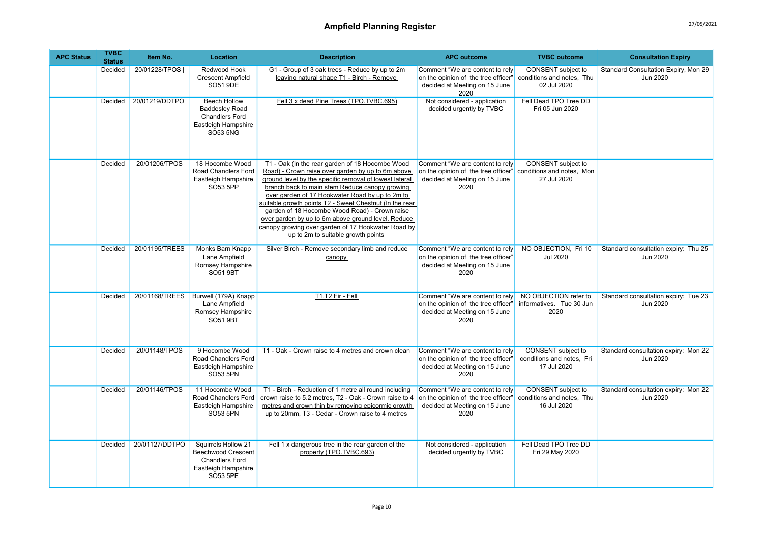# Ampfield Planning Register

| APC Status | TVBC Status | Item No. | Location | Description | APC outcome | TVBC outcome | Consultation Expiry |
|---|---|---|---|---|---|---|---|
| | Decided | 20/01228/TPOS \| | Redwood Hook Crescent Ampfield SO51 9DE | G1 - Group of 3 oak trees - Reduce by up to 2m leaving natural shape T1 - Birch - Remove | Comment "We are content to rely on the opinion of the tree officer" decided at Meeting on 15 June 2020 | CONSENT subject to conditions and notes, Thu 02 Jul 2020 | Standard Consultation Expiry, Mon 29 Jun 2020 |
| | Decided | 20/01219/DDTPO | Beech Hollow Baddesley Road Chandlers Ford Eastleigh Hampshire SO53 5NG | Fell 3 x dead Pine Trees (TPO.TVBC.695) | Not considered - application decided urgently by TVBC | Fell Dead TPO Tree DD Fri 05 Jun 2020 | |
| | Decided | 20/01206/TPOS | 18 Hocombe Wood Road Chandlers Ford Eastleigh Hampshire SO53 5PP | T1 - Oak (In the rear garden of 18 Hocombe Wood Road) - Crown raise over garden by up to 6m above ground level by the specific removal of lowest lateral branch back to main stem Reduce canopy growing over garden of 17 Hookwater Road by up to 2m to suitable growth points T2 - Sweet Chestnut (In the rear garden of 18 Hocombe Wood Road) - Crown raise over garden by up to 6m above ground level. Reduce canopy growing over garden of 17 Hookwater Road by up to 2m to suitable growth points | Comment "We are content to rely on the opinion of the tree officer" decided at Meeting on 15 June 2020 | CONSENT subject to conditions and notes, Mon 27 Jul 2020 | |
| | Decided | 20/01195/TREES | Monks Barn Knapp Lane Ampfield Romsey Hampshire SO51 9BT | Silver Birch - Remove secondary limb and reduce canopy | Comment "We are content to rely on the opinion of the tree officer" decided at Meeting on 15 June 2020 | NO OBJECTION, Fri 10 Jul 2020 | Standard consultation expiry: Thu 25 Jun 2020 |
| | Decided | 20/01168/TREES | Burwell (179A) Knapp Lane Ampfield Romsey Hampshire SO51 9BT | T1,T2 Fir - Fell | Comment "We are content to rely on the opinion of the tree officer" decided at Meeting on 15 June 2020 | NO OBJECTION refer to informatives. Tue 30 Jun 2020 | Standard consultation expiry: Tue 23 Jun 2020 |
| | Decided | 20/01148/TPOS | 9 Hocombe Wood Road Chandlers Ford Eastleigh Hampshire SO53 5PN | T1 - Oak - Crown raise to 4 metres and crown clean | Comment "We are content to rely on the opinion of the tree officer" decided at Meeting on 15 June 2020 | CONSENT subject to conditions and notes, Fri 17 Jul 2020 | Standard consultation expiry: Mon 22 Jun 2020 |
| | Decided | 20/01146/TPOS | 11 Hocombe Wood Road Chandlers Ford Eastleigh Hampshire SO53 5PN | T1 - Birch - Reduction of 1 metre all round including crown raise to 5.2 metres, T2 - Oak - Crown raise to 4 metres and crown thin by removing epicormic growth up to 20mm, T3 - Cedar - Crown raise to 4 metres | Comment "We are content to rely on the opinion of the tree officer" decided at Meeting on 15 June 2020 | CONSENT subject to conditions and notes, Thu 16 Jul 2020 | Standard consultation expiry: Mon 22 Jun 2020 |
| | Decided | 20/01127/DDTPO | Squirrels Hollow 21 Beechwood Crescent Chandlers Ford Eastleigh Hampshire SO53 5PE | Fell 1 x dangerous tree in the rear garden of the property (TPO.TVBC.693) | Not considered - application decided urgently by TVBC | Fell Dead TPO Tree DD Fri 29 May 2020 | |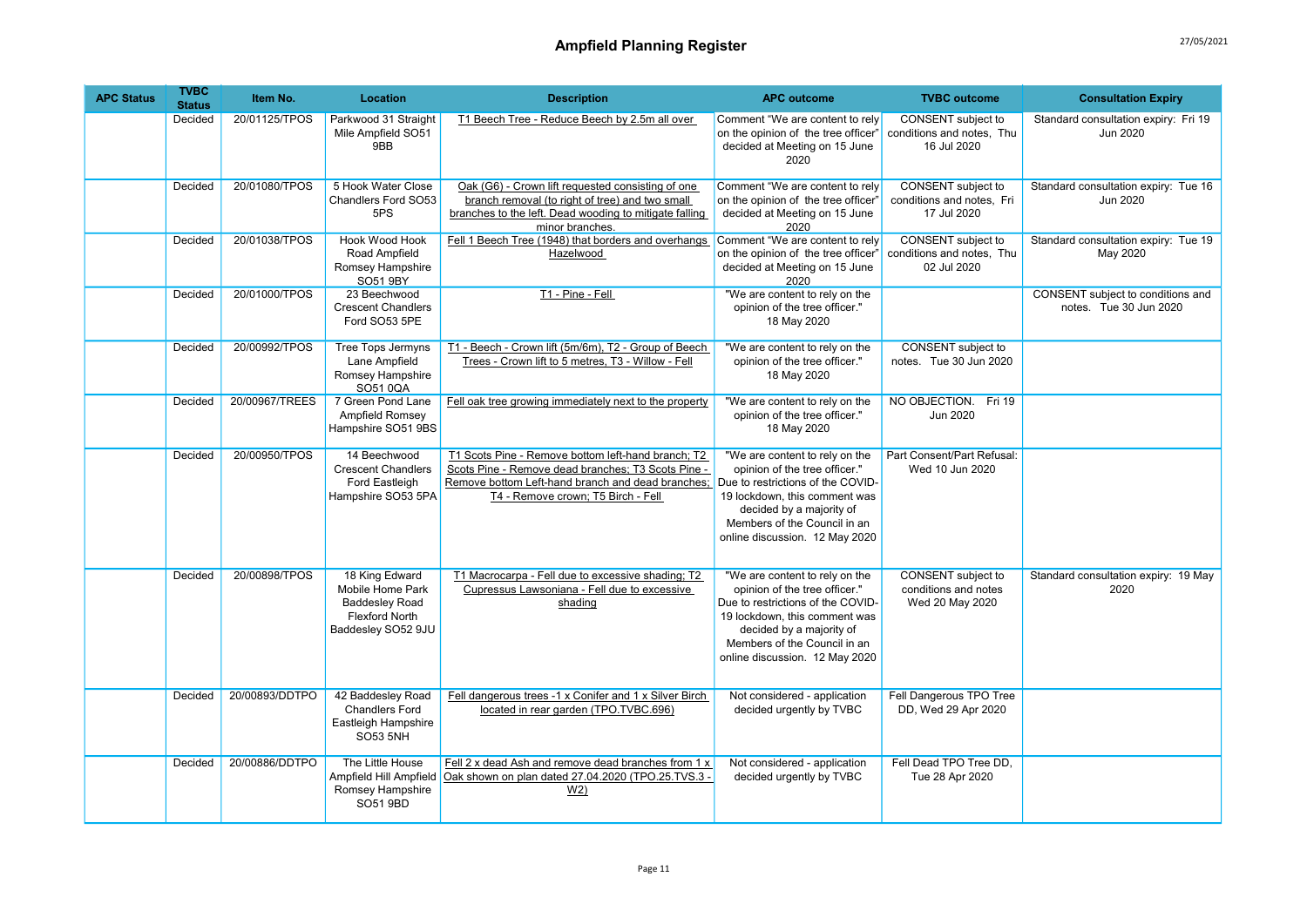# Ampfield Planning Register

| APC Status | TVBC Status | Item No. | Location | Description | APC outcome | TVBC outcome | Consultation Expiry |
|---|---|---|---|---|---|---|---|
| | Decided | 20/01125/TPOS | Parkwood 31 Straight Mile Ampfield SO51 9BB | T1 Beech Tree - Reduce Beech by 2.5m all over | Comment "We are content to rely on the opinion of the tree officer" decided at Meeting on 15 June 2020 | CONSENT subject to conditions and notes, Thu 16 Jul 2020 | Standard consultation expiry: Fri 19 Jun 2020 |
| | Decided | 20/01080/TPOS | 5 Hook Water Close Chandlers Ford SO53 5PS | Oak (G6) - Crown lift requested consisting of one branch removal (to right of tree) and two small branches to the left. Dead wooding to mitigate falling minor branches. | Comment "We are content to rely on the opinion of the tree officer" decided at Meeting on 15 June 2020 | CONSENT subject to conditions and notes, Fri 17 Jul 2020 | Standard consultation expiry: Tue 16 Jun 2020 |
| | Decided | 20/01038/TPOS | Hook Wood Hook Road Ampfield Romsey Hampshire SO51 9BY | Fell 1 Beech Tree (1948) that borders and overhangs Hazelwood | Comment "We are content to rely on the opinion of the tree officer" decided at Meeting on 15 June 2020 | CONSENT subject to conditions and notes, Thu 02 Jul 2020 | Standard consultation expiry: Tue 19 May 2020 |
| | Decided | 20/01000/TPOS | 23 Beechwood Crescent Chandlers Ford SO53 5PE | T1 - Pine - Fell | "We are content to rely on the opinion of the tree officer." 18 May 2020 | | CONSENT subject to conditions and notes. Tue 30 Jun 2020 |
| | Decided | 20/00992/TPOS | Tree Tops Jermyns Lane Ampfield Romsey Hampshire SO51 0QA | T1 - Beech - Crown lift (5m/6m), T2 - Group of Beech Trees - Crown lift to 5 metres, T3 - Willow - Fell | "We are content to rely on the opinion of the tree officer." 18 May 2020 | CONSENT subject to notes. Tue 30 Jun 2020 | |
| | Decided | 20/00967/TREES | 7 Green Pond Lane Ampfield Romsey Hampshire SO51 9BS | Fell oak tree growing immediately next to the property | "We are content to rely on the opinion of the tree officer." 18 May 2020 | NO OBJECTION. Fri 19 Jun 2020 | |
| | Decided | 20/00950/TPOS | 14 Beechwood Crescent Chandlers Ford Eastleigh Hampshire SO53 5PA | T1 Scots Pine - Remove bottom left-hand branch; T2 Scots Pine - Remove dead branches; T3 Scots Pine - Remove bottom Left-hand branch and dead branches; T4 - Remove crown; T5 Birch - Fell | "We are content to rely on the opinion of the tree officer." Due to restrictions of the COVID-19 lockdown, this comment was decided by a majority of Members of the Council in an online discussion. 12 May 2020 | Part Consent/Part Refusal: Wed 10 Jun 2020 | |
| | Decided | 20/00898/TPOS | 18 King Edward Mobile Home Park Baddesley Road Flexford North Baddesley SO52 9JU | T1 Macrocarpa - Fell due to excessive shading; T2 Cupressus Lawsoniana - Fell due to excessive shading | "We are content to rely on the opinion of the tree officer." Due to restrictions of the COVID-19 lockdown, this comment was decided by a majority of Members of the Council in an online discussion. 12 May 2020 | CONSENT subject to conditions and notes Wed 20 May 2020 | Standard consultation expiry: 19 May 2020 |
| | Decided | 20/00893/DDTPO | 42 Baddesley Road Chandlers Ford Eastleigh Hampshire SO53 5NH | Fell dangerous trees -1 x Conifer and 1 x Silver Birch located in rear garden (TPO.TVBC.696) | Not considered - application decided urgently by TVBC | Fell Dangerous TPO Tree DD, Wed 29 Apr 2020 | |
| | Decided | 20/00886/DDTPO | The Little House Ampfield Hill Ampfield Romsey Hampshire SO51 9BD | Fell 2 x dead Ash and remove dead branches from 1 x Oak shown on plan dated 27.04.2020 (TPO.25.TVS.3 - W2) | Not considered - application decided urgently by TVBC | Fell Dead TPO Tree DD, Tue 28 Apr 2020 | |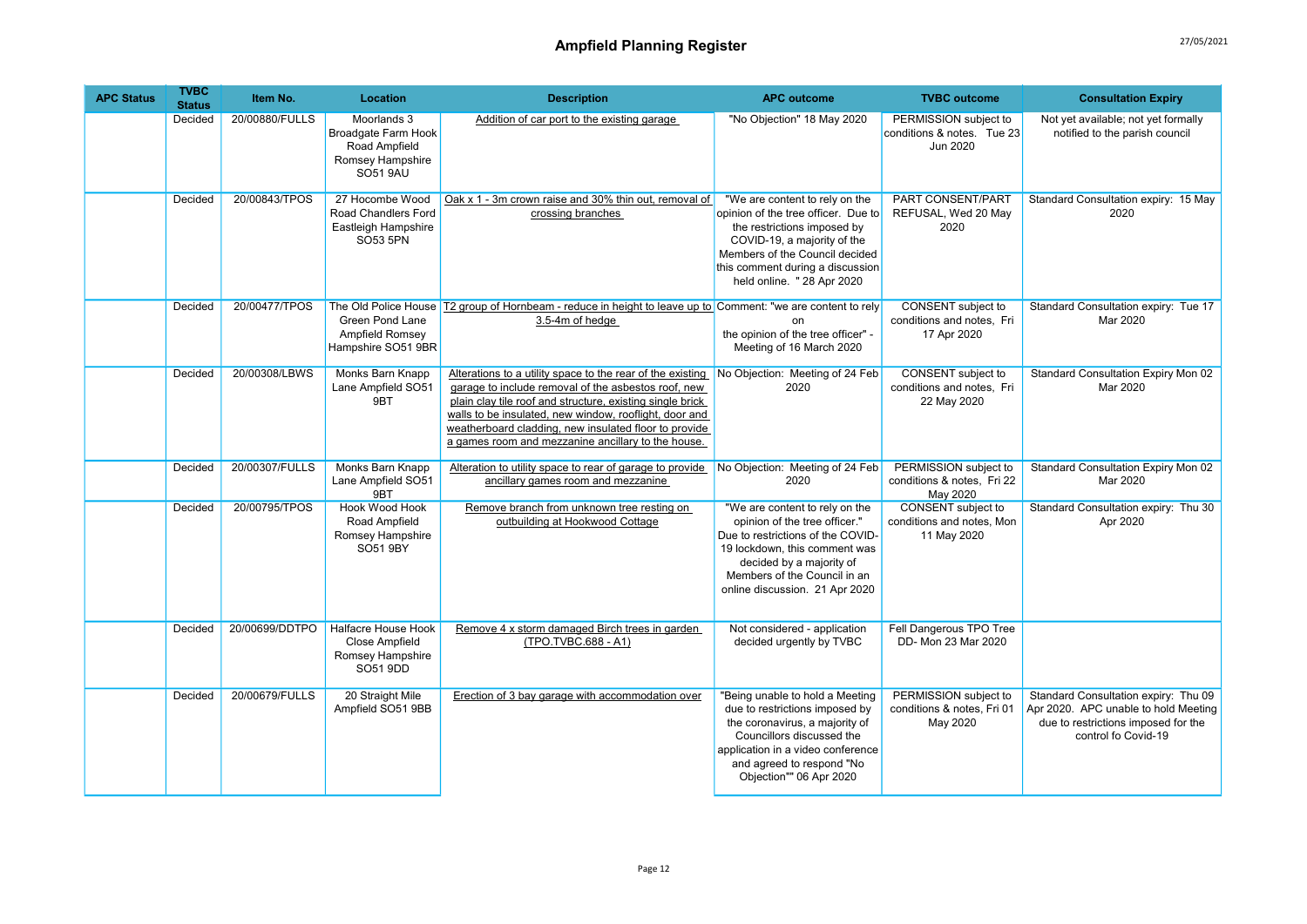# Ampfield Planning Register

| APC Status | TVBC Status | Item No. | Location | Description | APC outcome | TVBC outcome | Consultation Expiry |
|---|---|---|---|---|---|---|---|
| | Decided | 20/00880/FULLS | Moorlands 3 Broadgate Farm Hook Road Ampfield Romsey Hampshire SO51 9AU | Addition of car port to the existing garage | "No Objection" 18 May 2020 | PERMISSION subject to conditions & notes. Tue 23 Jun 2020 | Not yet available; not yet formally notified to the parish council |
| | Decided | 20/00843/TPOS | 27 Hocombe Wood Road Chandlers Ford Eastleigh Hampshire SO53 5PN | Oak x 1 - 3m crown raise and 30% thin out, removal of crossing branches | "We are content to rely on the opinion of the tree officer. Due to the restrictions imposed by COVID-19, a majority of the Members of the Council decided this comment during a discussion held online. " 28 Apr 2020 | PART CONSENT/PART REFUSAL, Wed 20 May 2020 | Standard Consultation expiry: 15 May 2020 |
| | Decided | 20/00477/TPOS | The Old Police House Green Pond Lane Ampfield Romsey Hampshire SO51 9BR | T2 group of Hornbeam - reduce in height to leave up to 3.5-4m of hedge | Comment: "we are content to rely on the opinion of the tree officer" - Meeting of 16 March 2020 | CONSENT subject to conditions and notes, Fri 17 Apr 2020 | Standard Consultation expiry: Tue 17 Mar 2020 |
| | Decided | 20/00308/LBWS | Monks Barn Knapp Lane Ampfield SO51 9BT | Alterations to a utility space to the rear of the existing garage to include removal of the asbestos roof, new plain clay tile roof and structure, existing single brick walls to be insulated, new window, rooflight, door and weatherboard cladding, new insulated floor to provide a games room and mezzanine ancillary to the house. | No Objection: Meeting of 24 Feb 2020 | CONSENT subject to conditions and notes, Fri 22 May 2020 | Standard Consultation Expiry Mon 02 Mar 2020 |
| | Decided | 20/00307/FULLS | Monks Barn Knapp Lane Ampfield SO51 9BT | Alteration to utility space to rear of garage to provide ancillary games room and mezzanine | No Objection: Meeting of 24 Feb 2020 | PERMISSION subject to conditions & notes, Fri 22 May 2020 | Standard Consultation Expiry Mon 02 Mar 2020 |
| | Decided | 20/00795/TPOS | Hook Wood Hook Road Ampfield Romsey Hampshire SO51 9BY | Remove branch from unknown tree resting on outbuilding at Hookwood Cottage | "We are content to rely on the opinion of the tree officer." Due to restrictions of the COVID-19 lockdown, this comment was decided by a majority of Members of the Council in an online discussion. 21 Apr 2020 | CONSENT subject to conditions and notes, Mon 11 May 2020 | Standard Consultation expiry: Thu 30 Apr 2020 |
| | Decided | 20/00699/DDTPO | Halfacre House Hook Close Ampfield Romsey Hampshire SO51 9DD | Remove 4 x storm damaged Birch trees in garden (TPO.TVBC.688 - A1) | Not considered - application decided urgently by TVBC | Fell Dangerous TPO Tree DD- Mon 23 Mar 2020 | |
| | Decided | 20/00679/FULLS | 20 Straight Mile Ampfield SO51 9BB | Erection of 3 bay garage with accommodation over | "Being unable to hold a Meeting due to restrictions imposed by the coronavirus, a majority of Councillors discussed the application in a video conference and agreed to respond "No Objection"" 06 Apr 2020 | PERMISSION subject to conditions & notes, Fri 01 May 2020 | Standard Consultation expiry: Thu 09 Apr 2020. APC unable to hold Meeting due to restrictions imposed for the control fo Covid-19 |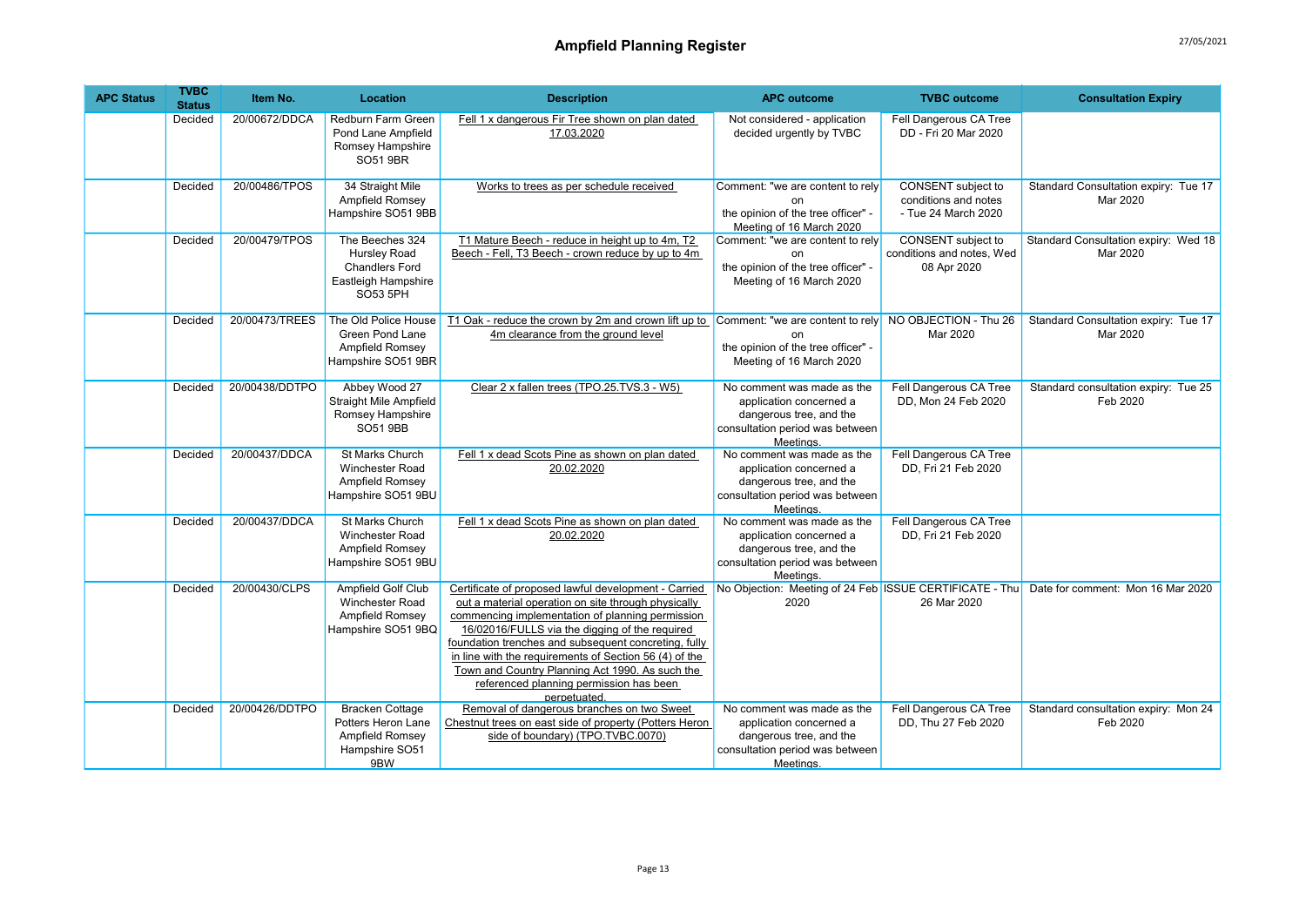# Ampfield Planning Register

| APC Status | TVBC Status | Item No. | Location | Description | APC outcome | TVBC outcome | Consultation Expiry |
|---|---|---|---|---|---|---|---|
| | Decided | 20/00672/DDCA | Redburn Farm Green Pond Lane Ampfield Romsey Hampshire SO51 9BR | Fell 1 x dangerous Fir Tree shown on plan dated 17.03.2020 | Not considered - application decided urgently by TVBC | Fell Dangerous CA Tree DD - Fri 20 Mar 2020 | |
| | Decided | 20/00486/TPOS | 34 Straight Mile Ampfield Romsey Hampshire SO51 9BB | Works to trees as per schedule received | Comment: "we are content to rely on the opinion of the tree officer" - Meeting of 16 March 2020 | CONSENT subject to conditions and notes - Tue 24 March 2020 | Standard Consultation expiry: Tue 17 Mar 2020 |
| | Decided | 20/00479/TPOS | The Beeches 324 Hursley Road Chandlers Ford Eastleigh Hampshire SO53 5PH | T1 Mature Beech - reduce in height up to 4m, T2 Beech - Fell, T3 Beech - crown reduce by up to 4m | Comment: "we are content to rely on the opinion of the tree officer" - Meeting of 16 March 2020 | CONSENT subject to conditions and notes, Wed 08 Apr 2020 | Standard Consultation expiry: Wed 18 Mar 2020 |
| | Decided | 20/00473/TREES | The Old Police House Green Pond Lane Ampfield Romsey Hampshire SO51 9BR | T1 Oak - reduce the crown by 2m and crown lift up to 4m clearance from the ground level | Comment: "we are content to rely on the opinion of the tree officer" - Meeting of 16 March 2020 | NO OBJECTION - Thu 26 Mar 2020 | Standard Consultation expiry: Tue 17 Mar 2020 |
| | Decided | 20/00438/DDTPO | Abbey Wood 27 Straight Mile Ampfield Romsey Hampshire SO51 9BB | Clear 2 x fallen trees (TPO.25.TVS.3 - W5) | No comment was made as the application concerned a dangerous tree, and the consultation period was between Meetings. | Fell Dangerous CA Tree DD, Mon 24 Feb 2020 | Standard consultation expiry: Tue 25 Feb 2020 |
| | Decided | 20/00437/DDCA | St Marks Church Winchester Road Ampfield Romsey Hampshire SO51 9BU | Fell 1 x dead Scots Pine as shown on plan dated 20.02.2020 | No comment was made as the application concerned a dangerous tree, and the consultation period was between Meetings. | Fell Dangerous CA Tree DD, Fri 21 Feb 2020 | |
| | Decided | 20/00437/DDCA | St Marks Church Winchester Road Ampfield Romsey Hampshire SO51 9BU | Fell 1 x dead Scots Pine as shown on plan dated 20.02.2020 | No comment was made as the application concerned a dangerous tree, and the consultation period was between Meetings. | Fell Dangerous CA Tree DD, Fri 21 Feb 2020 | |
| | Decided | 20/00430/CLPS | Ampfield Golf Club Winchester Road Ampfield Romsey Hampshire SO51 9BQ | Certificate of proposed lawful development - Carried out a material operation on site through physically commencing implementation of planning permission 16/02016/FULLS via the digging of the required foundation trenches and subsequent concreting, fully in line with the requirements of Section 56 (4) of the Town and Country Planning Act 1990. As such the referenced planning permission has been perpetuated. | No Objection: Meeting of 24 Feb 2020 | ISSUE CERTIFICATE - Thu 26 Mar 2020 | Date for comment: Mon 16 Mar 2020 |
| | Decided | 20/00426/DDTPO | Bracken Cottage Potters Heron Lane Ampfield Romsey Hampshire SO51 9BW | Removal of dangerous branches on two Sweet Chestnut trees on east side of property (Potters Heron side of boundary) (TPO.TVBC.0070) | No comment was made as the application concerned a dangerous tree, and the consultation period was between Meetings. | Fell Dangerous CA Tree DD, Thu 27 Feb 2020 | Standard consultation expiry: Mon 24 Feb 2020 |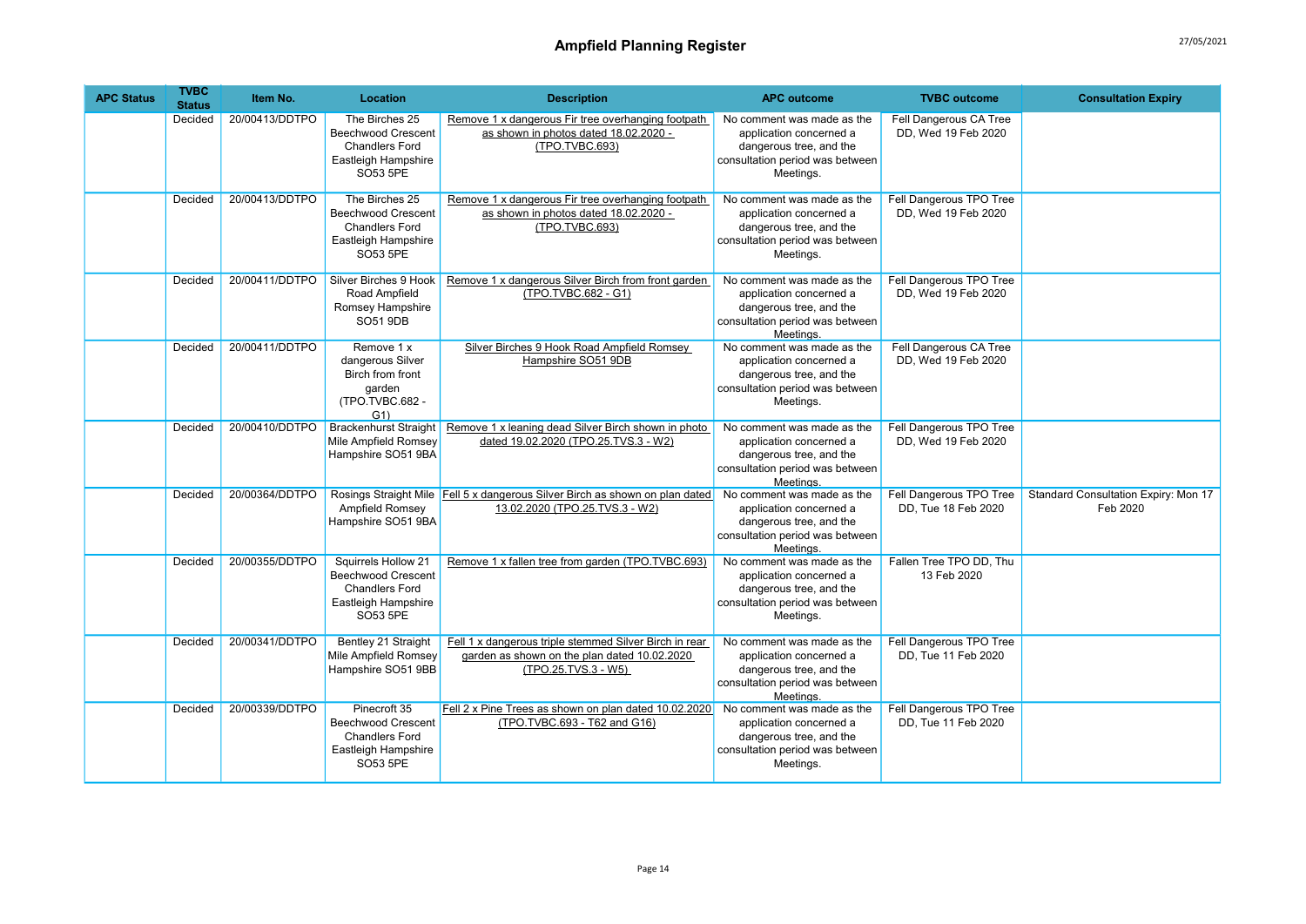## Ampfield Planning Register

| APC Status | TVBC Status | Item No. | Location | Description | APC outcome | TVBC outcome | Consultation Expiry |
|---|---|---|---|---|---|---|---|
| | Decided | 20/00413/DDTPO | The Birches 25 Beechwood Crescent Chandlers Ford Eastleigh Hampshire SO53 5PE | Remove 1 x dangerous Fir tree overhanging footpath as shown in photos dated 18.02.2020 - (TPO.TVBC.693) | No comment was made as the application concerned a dangerous tree, and the consultation period was between Meetings. | Fell Dangerous CA Tree DD, Wed 19 Feb 2020 | |
| | Decided | 20/00413/DDTPO | The Birches 25 Beechwood Crescent Chandlers Ford Eastleigh Hampshire SO53 5PE | Remove 1 x dangerous Fir tree overhanging footpath as shown in photos dated 18.02.2020 - (TPO.TVBC.693) | No comment was made as the application concerned a dangerous tree, and the consultation period was between Meetings. | Fell Dangerous TPO Tree DD, Wed 19 Feb 2020 | |
| | Decided | 20/00411/DDTPO | Silver Birches 9 Hook Road Ampfield Romsey Hampshire SO51 9DB | Remove 1 x dangerous Silver Birch from front garden (TPO.TVBC.682 - G1) | No comment was made as the application concerned a dangerous tree, and the consultation period was between Meetings. | Fell Dangerous TPO Tree DD, Wed 19 Feb 2020 | |
| | Decided | 20/00411/DDTPO | Remove 1 x dangerous Silver Birch from front garden (TPO.TVBC.682 - G1) | Silver Birches 9 Hook Road Ampfield Romsey Hampshire SO51 9DB | No comment was made as the application concerned a dangerous tree, and the consultation period was between Meetings. | Fell Dangerous CA Tree DD, Wed 19 Feb 2020 | |
| | Decided | 20/00410/DDTPO | Brackenhurst Straight Mile Ampfield Romsey Hampshire SO51 9BA | Remove 1 x leaning dead Silver Birch shown in photo dated 19.02.2020 (TPO.25.TVS.3 - W2) | No comment was made as the application concerned a dangerous tree, and the consultation period was between Meetings. | Fell Dangerous TPO Tree DD, Wed 19 Feb 2020 | |
| | Decided | 20/00364/DDTPO | Rosings Straight Mile Ampfield Romsey Hampshire SO51 9BA | Fell 5 x dangerous Silver Birch as shown on plan dated 13.02.2020 (TPO.25.TVS.3 - W2) | No comment was made as the application concerned a dangerous tree, and the consultation period was between Meetings. | Fell Dangerous TPO Tree DD, Tue 18 Feb 2020 | Standard Consultation Expiry: Mon 17 Feb 2020 |
| | Decided | 20/00355/DDTPO | Squirrels Hollow 21 Beechwood Crescent Chandlers Ford Eastleigh Hampshire SO53 5PE | Remove 1 x fallen tree from garden (TPO.TVBC.693) | No comment was made as the application concerned a dangerous tree, and the consultation period was between Meetings. | Fallen Tree TPO DD, Thu 13 Feb 2020 | |
| | Decided | 20/00341/DDTPO | Bentley 21 Straight Mile Ampfield Romsey Hampshire SO51 9BB | Fell 1 x dangerous triple stemmed Silver Birch in rear garden as shown on the plan dated 10.02.2020 (TPO.25.TVS.3 - W5) | No comment was made as the application concerned a dangerous tree, and the consultation period was between Meetings. | Fell Dangerous TPO Tree DD, Tue 11 Feb 2020 | |
| | Decided | 20/00339/DDTPO | Pinecroft 35 Beechwood Crescent Chandlers Ford Eastleigh Hampshire SO53 5PE | Fell 2 x Pine Trees as shown on plan dated 10.02.2020 (TPO.TVBC.693 - T62 and G16) | No comment was made as the application concerned a dangerous tree, and the consultation period was between Meetings. | Fell Dangerous TPO Tree DD, Tue 11 Feb 2020 | |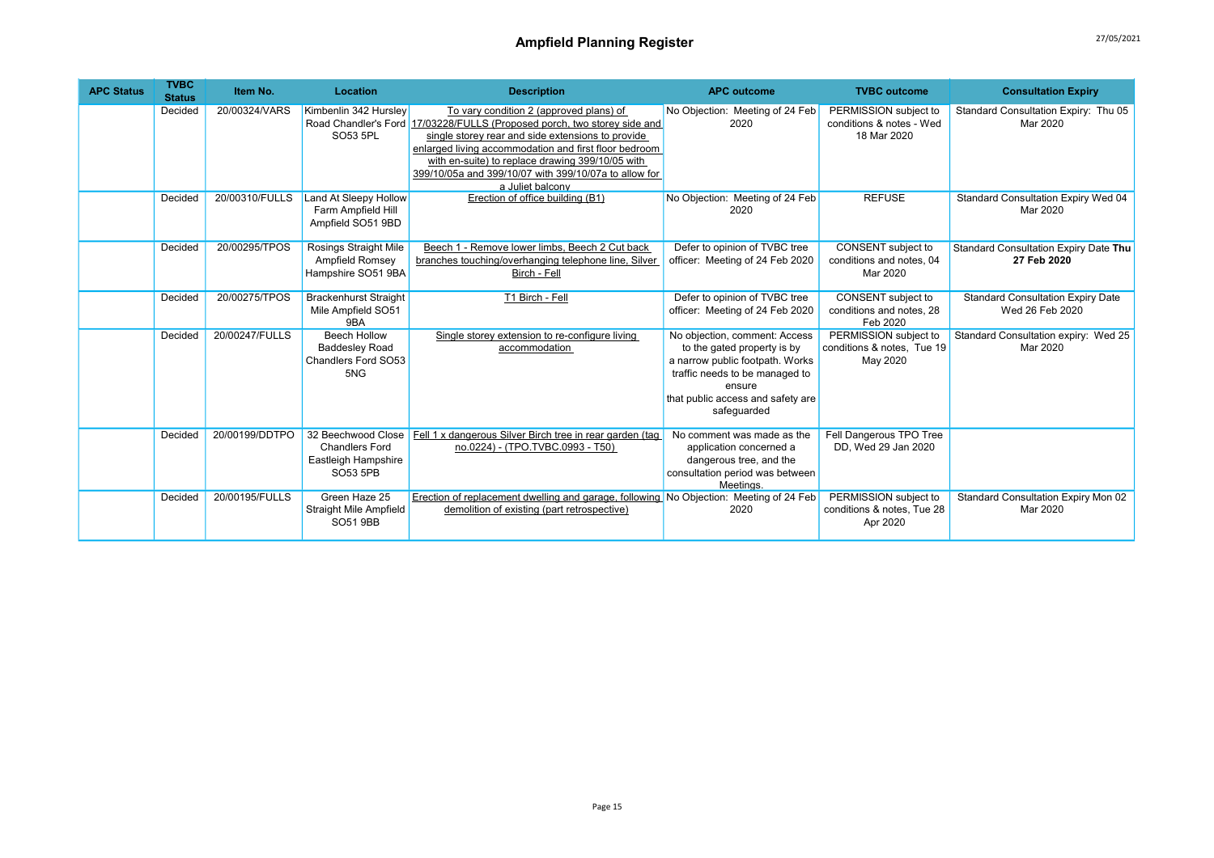# Ampfield Planning Register

| APC Status | TVBC Status | Item No. | Location | Description | APC outcome | TVBC outcome | Consultation Expiry |
|---|---|---|---|---|---|---|---|
| | Decided | 20/00324/VARS | Kimbenlin 342 Hursley Road Chandler's Ford SO53 5PL | To vary condition 2 (approved plans) of 17/03228/FULLS (Proposed porch, two storey side and single storey rear and side extensions to provide enlarged living accommodation and first floor bedroom with en-suite) to replace drawing 399/10/05 with 399/10/05a and 399/10/07 with 399/10/07a to allow for a Juliet balcony | No Objection: Meeting of 24 Feb 2020 | PERMISSION subject to conditions & notes - Wed 18 Mar 2020 | Standard Consultation Expiry: Thu 05 Mar 2020 |
| | Decided | 20/00310/FULLS | Land At Sleepy Hollow Farm Ampfield Hill Ampfield SO51 9BD | Erection of office building (B1) | No Objection: Meeting of 24 Feb 2020 | REFUSE | Standard Consultation Expiry Wed 04 Mar 2020 |
| | Decided | 20/00295/TPOS | Rosings Straight Mile Ampfield Romsey Hampshire SO51 9BA | Beech 1 - Remove lower limbs, Beech 2 Cut back branches touching/overhanging telephone line, Silver Birch - Fell | Defer to opinion of TVBC tree officer: Meeting of 24 Feb 2020 | CONSENT subject to conditions and notes, 04 Mar 2020 | Standard Consultation Expiry Date **Thu 27 Feb 2020** |
| | Decided | 20/00275/TPOS | Brackenhurst Straight Mile Ampfield SO51 9BA | T1 Birch - Fell | Defer to opinion of TVBC tree officer: Meeting of 24 Feb 2020 | CONSENT subject to conditions and notes, 28 Feb 2020 | Standard Consultation Expiry Date Wed 26 Feb 2020 |
| | Decided | 20/00247/FULLS | Beech Hollow Baddesley Road Chandlers Ford SO53 5NG | Single storey extension to re-configure living accommodation | No objection, comment: Access to the gated property is by a narrow public footpath. Works traffic needs to be managed to ensure that public access and safety are safeguarded | PERMISSION subject to conditions & notes, Tue 19 May 2020 | Standard Consultation expiry: Wed 25 Mar 2020 |
| | Decided | 20/00199/DDTPO | 32 Beechwood Close Chandlers Ford Eastleigh Hampshire SO53 5PB | Fell 1 x dangerous Silver Birch tree in rear garden (tag no.0224) - (TPO.TVBC.0993 - T50) | No comment was made as the application concerned a dangerous tree, and the consultation period was between Meetings. | Fell Dangerous TPO Tree DD, Wed 29 Jan 2020 | |
| | Decided | 20/00195/FULLS | Green Haze 25 Straight Mile Ampfield SO51 9BB | Erection of replacement dwelling and garage, following demolition of existing (part retrospective) | No Objection: Meeting of 24 Feb 2020 | PERMISSION subject to conditions & notes, Tue 28 Apr 2020 | Standard Consultation Expiry Mon 02 Mar 2020 |